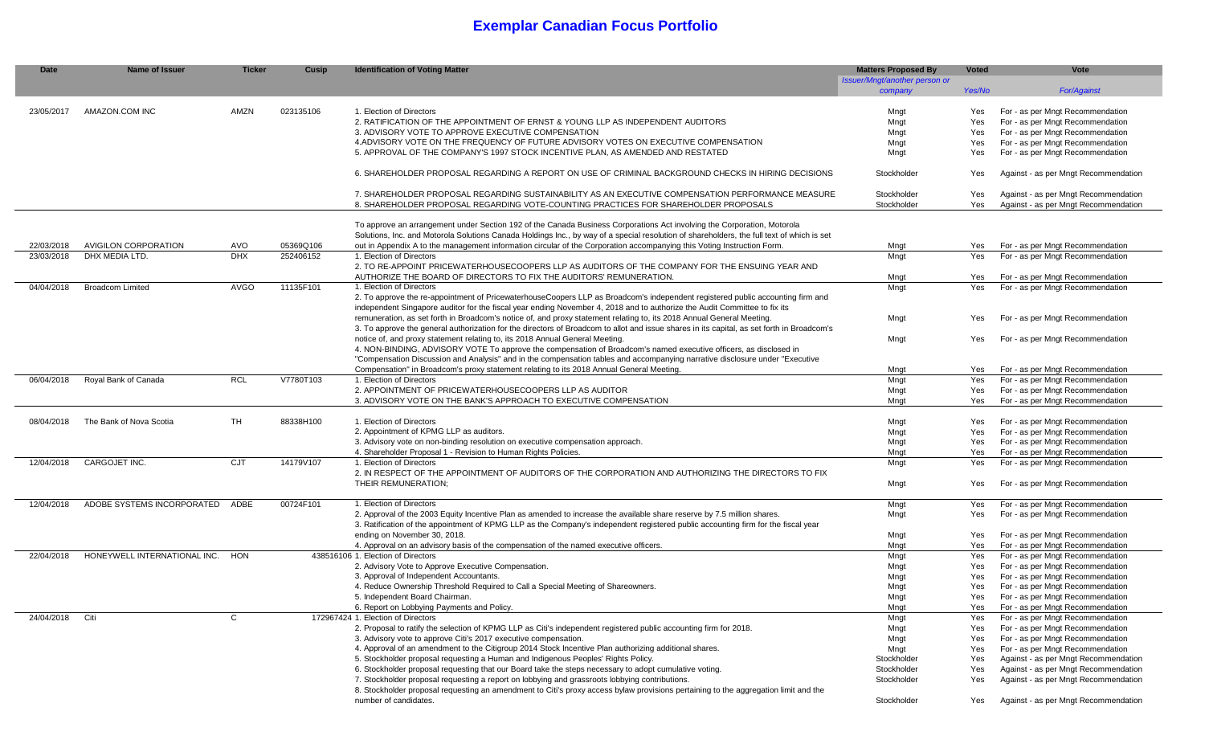# Exemplar Canadian Focus Portfolio

| Date | Name of Issuer | Ticker | Cusip | Identification of Voting Matter | Matters Proposed By | Voted | Vote |
|---|---|---|---|---|---|---|---|
| | | | | | *Issuer/Mngt/another person or company* | *Yes/No* | *For/Against* |
| 23/05/2017 | AMAZON.COM INC | AMZN | 023135106 | 1. Election of Directors | Mngt | Yes | For - as per Mngt Recommendation |
| | | | | 2. RATIFICATION OF THE APPOINTMENT OF ERNST & YOUNG LLP AS INDEPENDENT AUDITORS | Mngt | Yes | For - as per Mngt Recommendation |
| | | | | 3. ADVISORY VOTE TO APPROVE EXECUTIVE COMPENSATION | Mngt | Yes | For - as per Mngt Recommendation |
| | | | | 4.ADVISORY VOTE ON THE FREQUENCY OF FUTURE ADVISORY VOTES ON EXECUTIVE COMPENSATION | Mngt | Yes | For - as per Mngt Recommendation |
| | | | | 5. APPROVAL OF THE COMPANY'S 1997 STOCK INCENTIVE PLAN, AS AMENDED AND RESTATED | Mngt | Yes | For - as per Mngt Recommendation |
| | | | | 6. SHAREHOLDER PROPOSAL REGARDING A REPORT ON USE OF CRIMINAL BACKGROUND CHECKS IN HIRING DECISIONS | Stockholder | Yes | Against - as per Mngt Recommendation |
| | | | | 7. SHAREHOLDER PROPOSAL REGARDING SUSTAINABILITY AS AN EXECUTIVE COMPENSATION PERFORMANCE MEASURE | Stockholder | Yes | Against - as per Mngt Recommendation |
| | | | | 8. SHAREHOLDER PROPOSAL REGARDING VOTE-COUNTING PRACTICES FOR SHAREHOLDER PROPOSALS | Stockholder | Yes | Against - as per Mngt Recommendation |
| 22/03/2018 | AVIGILON CORPORATION | AVO | 05369Q106 | To approve an arrangement under Section 192 of the Canada Business Corporations Act involving the Corporation, Motorola Solutions, Inc. and Motorola Solutions Canada Holdings Inc., by way of a special resolution of shareholders, the full text of which is set out in Appendix A to the management information circular of the Corporation accompanying this Voting Instruction Form. | Mngt | Yes | For - as per Mngt Recommendation |
| 23/03/2018 | DHX MEDIA LTD. | DHX | 252406152 | 1. Election of Directors | Mngt | Yes | For - as per Mngt Recommendation |
| | | | | 2. TO RE-APPOINT PRICEWATERHOUSECOOPERS LLP AS AUDITORS OF THE COMPANY FOR THE ENSUING YEAR AND AUTHORIZE THE BOARD OF DIRECTORS TO FIX THE AUDITORS' REMUNERATION. | Mngt | Yes | For - as per Mngt Recommendation |
| 04/04/2018 | Broadcom Limited | AVGO | 11135F101 | 1. Election of Directors | Mngt | Yes | For - as per Mngt Recommendation |
| | | | | 2. To approve the re-appointment of PricewaterhouseCoopers LLP as Broadcom's independent registered public accounting firm and independent Singapore auditor for the fiscal year ending November 4, 2018 and to authorize the Audit Committee to fix its remuneration, as set forth in Broadcom's notice of, and proxy statement relating to, its 2018 Annual General Meeting. | Mngt | Yes | For - as per Mngt Recommendation |
| | | | | 3. To approve the general authorization for the directors of Broadcom to allot and issue shares in its capital, as set forth in Broadcom's notice of, and proxy statement relating to, its 2018 Annual General Meeting. | Mngt | Yes | For - as per Mngt Recommendation |
| | | | | 4. NON-BINDING, ADVISORY VOTE To approve the compensation of Broadcom's named executive officers, as disclosed in "Compensation Discussion and Analysis" and in the compensation tables and accompanying narrative disclosure under "Executive Compensation" in Broadcom's proxy statement relating to its 2018 Annual General Meeting. | Mngt | Yes | For - as per Mngt Recommendation |
| 06/04/2018 | Royal Bank of Canada | RCL | V7780T103 | 1. Election of Directors | Mngt | Yes | For - as per Mngt Recommendation |
| | | | | 2. APPOINTMENT OF PRICEWATERHOUSECOOPERS LLP AS AUDITOR | Mngt | Yes | For - as per Mngt Recommendation |
| | | | | 3. ADVISORY VOTE ON THE BANK'S APPROACH TO EXECUTIVE COMPENSATION | Mngt | Yes | For - as per Mngt Recommendation |
| 08/04/2018 | The Bank of Nova Scotia | TH | 88338H100 | 1. Election of Directors | Mngt | Yes | For - as per Mngt Recommendation |
| | | | | 2. Appointment of KPMG LLP as auditors. | Mngt | Yes | For - as per Mngt Recommendation |
| | | | | 3. Advisory vote on non-binding resolution on executive compensation approach. | Mngt | Yes | For - as per Mngt Recommendation |
| | | | | 4. Shareholder Proposal 1 - Revision to Human Rights Policies. | Mngt | Yes | For - as per Mngt Recommendation |
| 12/04/2018 | CARGOJET INC. | CJT | 14179V107 | 1. Election of Directors | Mngt | Yes | For - as per Mngt Recommendation |
| | | | | 2. IN RESPECT OF THE APPOINTMENT OF AUDITORS OF THE CORPORATION AND AUTHORIZING THE DIRECTORS TO FIX THEIR REMUNERATION; | Mngt | Yes | For - as per Mngt Recommendation |
| 12/04/2018 | ADOBE SYSTEMS INCORPORATED | ADBE | 00724F101 | 1. Election of Directors | Mngt | Yes | For - as per Mngt Recommendation |
| | | | | 2. Approval of the 2003 Equity Incentive Plan as amended to increase the available share reserve by 7.5 million shares. | Mngt | Yes | For - as per Mngt Recommendation |
| | | | | 3. Ratification of the appointment of KPMG LLP as the Company's independent registered public accounting firm for the fiscal year ending on November 30, 2018. | Mngt | Yes | For - as per Mngt Recommendation |
| | | | | 4. Approval on an advisory basis of the compensation of the named executive officers. | Mngt | Yes | For - as per Mngt Recommendation |
| 22/04/2018 | HONEYWELL INTERNATIONAL INC. | HON | 438516106 | 1. Election of Directors | Mngt | Yes | For - as per Mngt Recommendation |
| | | | | 2. Advisory Vote to Approve Executive Compensation. | Mngt | Yes | For - as per Mngt Recommendation |
| | | | | 3. Approval of Independent Accountants. | Mngt | Yes | For - as per Mngt Recommendation |
| | | | | 4. Reduce Ownership Threshold Required to Call a Special Meeting of Shareowners. | Mngt | Yes | For - as per Mngt Recommendation |
| | | | | 5. Independent Board Chairman. | Mngt | Yes | For - as per Mngt Recommendation |
| | | | | 6. Report on Lobbying Payments and Policy. | Mngt | Yes | For - as per Mngt Recommendation |
| 24/04/2018 | Citi | C | 172967424 | 1. Election of Directors | Mngt | Yes | For - as per Mngt Recommendation |
| | | | | 2. Proposal to ratify the selection of KPMG LLP as Citi's independent registered public accounting firm for 2018. | Mngt | Yes | For - as per Mngt Recommendation |
| | | | | 3. Advisory vote to approve Citi's 2017 executive compensation. | Mngt | Yes | For - as per Mngt Recommendation |
| | | | | 4. Approval of an amendment to the Citigroup 2014 Stock Incentive Plan authorizing additional shares. | Mngt | Yes | For - as per Mngt Recommendation |
| | | | | 5. Stockholder proposal requesting a Human and Indigenous Peoples' Rights Policy. | Stockholder | Yes | Against - as per Mngt Recommendation |
| | | | | 6. Stockholder proposal requesting that our Board take the steps necessary to adopt cumulative voting. | Stockholder | Yes | Against - as per Mngt Recommendation |
| | | | | 7. Stockholder proposal requesting a report on lobbying and grassroots lobbying contributions. | Stockholder | Yes | Against - as per Mngt Recommendation |
| | | | | 8. Stockholder proposal requesting an amendment to Citi's proxy access bylaw provisions pertaining to the aggregation limit and the number of candidates. | Stockholder | Yes | Against - as per Mngt Recommendation |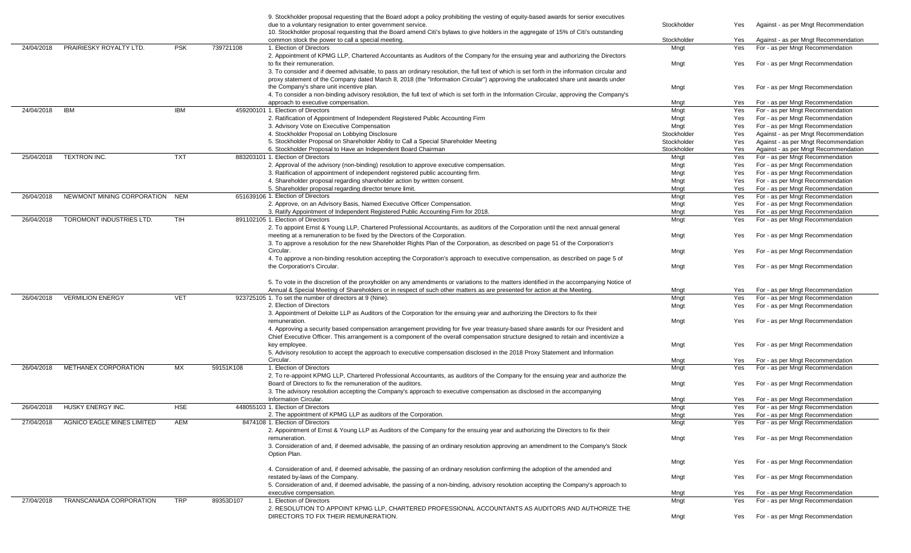| Date | Company | Ticker | CUSIP | Proposal | Proposed by | Voted | Vote |
|---|---|---|---|---|---|---|---|
| | | | | 9. Stockholder proposal requesting that the Board adopt a policy prohibiting the vesting of equity-based awards for senior executives due to a voluntary resignation to enter government service. | Stockholder | Yes | Against - as per Mngt Recommendation |
| | | | | 10. Stockholder proposal requesting that the Board amend Citi's bylaws to give holders in the aggregate of 15% of Citi's outstanding common stock the power to call a special meeting. | Stockholder | Yes | Against - as per Mngt Recommendation |
| 24/04/2018 | PRAIRIESKY ROYALTY LTD. | PSK | 739721108 | 1. Election of Directors | Mngt | Yes | For - as per Mngt Recommendation |
| | | | | 2. Appointment of KPMG LLP, Chartered Accountants as Auditors of the Company for the ensuing year and authorizing the Directors to fix their remuneration. | Mngt | Yes | For - as per Mngt Recommendation |
| | | | | 3. To consider and if deemed advisable, to pass an ordinary resolution, the full text of which is set forth in the information circular and proxy statement of the Company dated March 8, 2018 (the "Information Circular") approving the unallocated share unit awards under the Company's share unit incentive plan. | Mngt | Yes | For - as per Mngt Recommendation |
| | | | | 4. To consider a non-binding advisory resolution, the full text of which is set forth in the Information Circular, approving the Company's approach to executive compensation. | Mngt | Yes | For - as per Mngt Recommendation |
| 24/04/2018 | IBM | IBM | 459200101 | 1. Election of Directors | Mngt | Yes | For - as per Mngt Recommendation |
| | | | | 2. Ratification of Appointment of Independent Registered Public Accounting Firm | Mngt | Yes | For - as per Mngt Recommendation |
| | | | | 3. Advisory Vote on Executive Compensation | Mngt | Yes | For - as per Mngt Recommendation |
| | | | | 4. Stockholder Proposal on Lobbying Disclosure | Stockholder | Yes | Against - as per Mngt Recommendation |
| | | | | 5. Stockholder Proposal on Shareholder Ability to Call a Special Shareholder Meeting | Stockholder | Yes | Against - as per Mngt Recommendation |
| | | | | 6. Stockholder Proposal to Have an Independent Board Chairman | Stockholder | Yes | Against - as per Mngt Recommendation |
| 25/04/2018 | TEXTRON INC. | TXT | 883203101 | 1. Election of Directors | Mngt | Yes | For - as per Mngt Recommendation |
| | | | | 2. Approval of the advisory (non-binding) resolution to approve executive compensation. | Mngt | Yes | For - as per Mngt Recommendation |
| | | | | 3. Ratification of appointment of independent registered public accounting firm. | Mngt | Yes | For - as per Mngt Recommendation |
| | | | | 4. Shareholder proposal regarding shareholder action by written consent. | Mngt | Yes | For - as per Mngt Recommendation |
| | | | | 5. Shareholder proposal regarding director tenure limit. | Mngt | Yes | For - as per Mngt Recommendation |
| 26/04/2018 | NEWMONT MINING CORPORATION | NEM | 651639106 | 1. Election of Directors | Mngt | Yes | For - as per Mngt Recommendation |
| | | | | 2. Approve, on an Advisory Basis, Named Executive Officer Compensation. | Mngt | Yes | For - as per Mngt Recommendation |
| | | | | 3. Ratify Appointment of Independent Registered Public Accounting Firm for 2018. | Mngt | Yes | For - as per Mngt Recommendation |
| 26/04/2018 | TOROMONT INDUSTRIES LTD. | TIH | 891102105 | 1. Election of Directors | Mngt | Yes | For - as per Mngt Recommendation |
| | | | | 2. To appoint Ernst & Young LLP, Chartered Professional Accountants, as auditors of the Corporation until the next annual general meeting at a remuneration to be fixed by the Directors of the Corporation. | Mngt | Yes | For - as per Mngt Recommendation |
| | | | | 3. To approve a resolution for the new Shareholder Rights Plan of the Corporation, as described on page 51 of the Corporation's Circular. | Mngt | Yes | For - as per Mngt Recommendation |
| | | | | 4. To approve a non-binding resolution accepting the Corporation's approach to executive compensation, as described on page 5 of the Corporation's Circular. | Mngt | Yes | For - as per Mngt Recommendation |
| | | | | 5. To vote in the discretion of the proxyholder on any amendments or variations to the matters identified in the accompanying Notice of Annual & Special Meeting of Shareholders or in respect of such other matters as are presented for action at the Meeting. | Mngt | Yes | For - as per Mngt Recommendation |
| 26/04/2018 | VERMILION ENERGY | VET | 923725105 | 1. To set the number of directors at 9 (Nine). | Mngt | Yes | For - as per Mngt Recommendation |
| | | | | 2. Election of Directors | Mngt | Yes | For - as per Mngt Recommendation |
| | | | | 3. Appointment of Deloitte LLP as Auditors of the Corporation for the ensuing year and authorizing the Directors to fix their remuneration. | Mngt | Yes | For - as per Mngt Recommendation |
| | | | | 4. Approving a security based compensation arrangement providing for five year treasury-based share awards for our President and Chief Executive Officer. This arrangement is a component of the overall compensation structure designed to retain and incentivize a key employee. | Mngt | Yes | For - as per Mngt Recommendation |
| | | | | 5. Advisory resolution to accept the approach to executive compensation disclosed in the 2018 Proxy Statement and Information Circular. | Mngt | Yes | For - as per Mngt Recommendation |
| 26/04/2018 | METHANEX CORPORATION | MX | 59151K108 | 1. Election of Directors | Mngt | Yes | For - as per Mngt Recommendation |
| | | | | 2. To re-appoint KPMG LLP, Chartered Professional Accountants, as auditors of the Company for the ensuing year and authorize the Board of Directors to fix the remuneration of the auditors. | Mngt | Yes | For - as per Mngt Recommendation |
| | | | | 3. The advisory resolution accepting the Company's approach to executive compensation as disclosed in the accompanying Information Circular. | Mngt | Yes | For - as per Mngt Recommendation |
| 26/04/2018 | HUSKY ENERGY INC. | HSE | 448055103 | 1. Election of Directors | Mngt | Yes | For - as per Mngt Recommendation |
| | | | | 2. The appointment of KPMG LLP as auditors of the Corporation. | Mngt | Yes | For - as per Mngt Recommendation |
| 27/04/2018 | AGNICO EAGLE MINES LIMITED | AEM | 8474108 | 1. Election of Directors | Mngt | Yes | For - as per Mngt Recommendation |
| | | | | 2. Appointment of Ernst & Young LLP as Auditors of the Company for the ensuing year and authorizing the Directors to fix their remuneration. | Mngt | Yes | For - as per Mngt Recommendation |
| | | | | 3. Consideration of and, if deemed advisable, the passing of an ordinary resolution approving an amendment to the Company's Stock Option Plan. | Mngt | Yes | For - as per Mngt Recommendation |
| | | | | 4. Consideration of and, if deemed advisable, the passing of an ordinary resolution confirming the adoption of the amended and restated by-laws of the Company. | Mngt | Yes | For - as per Mngt Recommendation |
| | | | | 5. Consideration of and, if deemed advisable, the passing of a non-binding, advisory resolution accepting the Company's approach to executive compensation. | Mngt | Yes | For - as per Mngt Recommendation |
| 27/04/2018 | TRANSCANADA CORPORATION | TRP | 89353D107 | 1. Election of Directors | Mngt | Yes | For - as per Mngt Recommendation |
| | | | | 2. RESOLUTION TO APPOINT KPMG LLP, CHARTERED PROFESSIONAL ACCOUNTANTS AS AUDITORS AND AUTHORIZE THE DIRECTORS TO FIX THEIR REMUNERATION. | Mngt | Yes | For - as per Mngt Recommendation |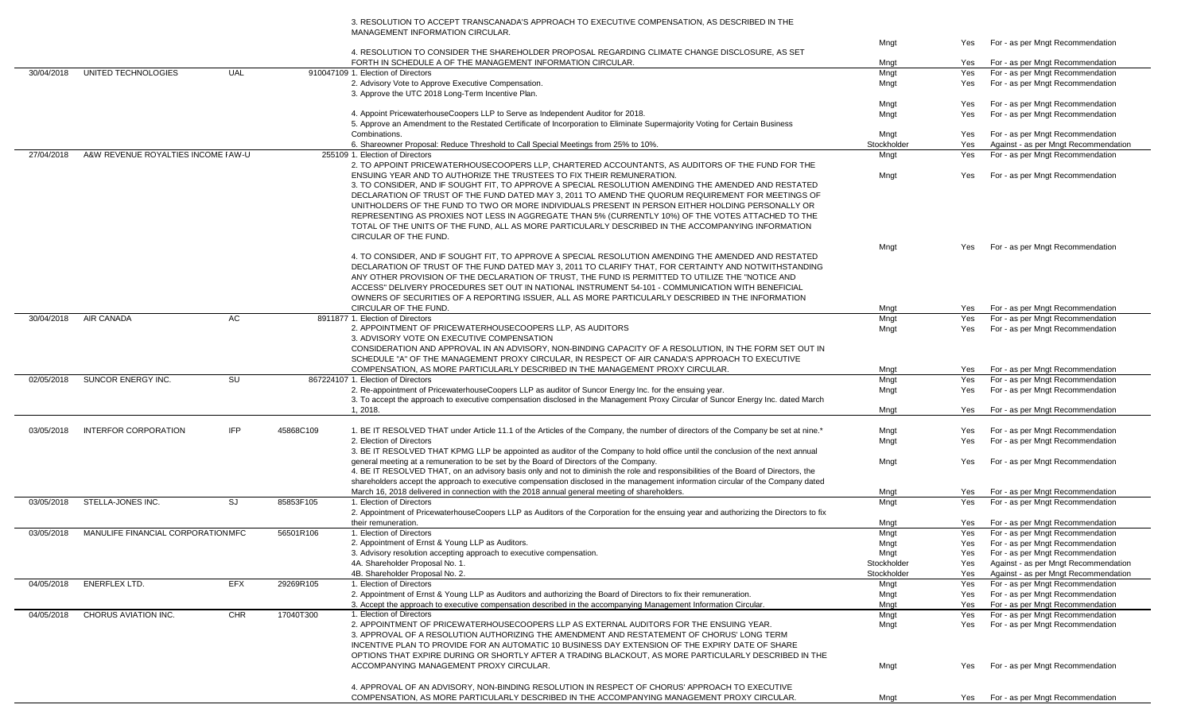| Date | Company | Ticker | CUSIP | Proposal | Proposed by | Voted | Vote |
|---|---|---|---|---|---|---|---|
| | | | | 3. RESOLUTION TO ACCEPT TRANSCANADA'S APPROACH TO EXECUTIVE COMPENSATION, AS DESCRIBED IN THE MANAGEMENT INFORMATION CIRCULAR. | Mngt | Yes | For - as per Mngt Recommendation |
| | | | | 4. RESOLUTION TO CONSIDER THE SHAREHOLDER PROPOSAL REGARDING CLIMATE CHANGE DISCLOSURE, AS SET FORTH IN SCHEDULE A OF THE MANAGEMENT INFORMATION CIRCULAR. | Mngt | Yes | For - as per Mngt Recommendation |
| 30/04/2018 | UNITED TECHNOLOGIES | UAL | 910047109 | 1. Election of Directors | Mngt | Yes | For - as per Mngt Recommendation |
| | | | | 2. Advisory Vote to Approve Executive Compensation. | Mngt | Yes | For - as per Mngt Recommendation |
| | | | | 3. Approve the UTC 2018 Long-Term Incentive Plan. | Mngt | Yes | For - as per Mngt Recommendation |
| | | | | 4. Appoint PricewaterhouseCoopers LLP to Serve as Independent Auditor for 2018. | Mngt | Yes | For - as per Mngt Recommendation |
| | | | | 5. Approve an Amendment to the Restated Certificate of Incorporation to Eliminate Supermajority Voting for Certain Business Combinations. | Mngt | Yes | For - as per Mngt Recommendation |
| | | | | 6. Shareowner Proposal: Reduce Threshold to Call Special Meetings from 25% to 10%. | Stockholder | Yes | Against - as per Mngt Recommendation |
| 27/04/2018 | A&W REVENUE ROYALTIES INCOME F | AW-U | 255109 | 1. Election of Directors | Mngt | Yes | For - as per Mngt Recommendation |
| | | | | 2. TO APPOINT PRICEWATERHOUSECOOPERS LLP, CHARTERED ACCOUNTANTS, AS AUDITORS OF THE FUND FOR THE ENSUING YEAR AND TO AUTHORIZE THE TRUSTEES TO FIX THEIR REMUNERATION. | Mngt | Yes | For - as per Mngt Recommendation |
| | | | | 3. TO CONSIDER, AND IF SOUGHT FIT, TO APPROVE A SPECIAL RESOLUTION AMENDING THE AMENDED AND RESTATED DECLARATION OF TRUST OF THE FUND DATED MAY 3, 2011 TO AMEND THE QUORUM REQUIREMENT FOR MEETINGS OF UNITHOLDERS OF THE FUND TO TWO OR MORE INDIVIDUALS PRESENT IN PERSON EITHER HOLDING PERSONALLY OR REPRESENTING AS PROXIES NOT LESS IN AGGREGATE THAN 5% (CURRENTLY 10%) OF THE VOTES ATTACHED TO THE TOTAL OF THE UNITS OF THE FUND, ALL AS MORE PARTICULARLY DESCRIBED IN THE ACCOMPANYING INFORMATION CIRCULAR OF THE FUND. | Mngt | Yes | For - as per Mngt Recommendation |
| | | | | 4. TO CONSIDER, AND IF SOUGHT FIT, TO APPROVE A SPECIAL RESOLUTION AMENDING THE AMENDED AND RESTATED DECLARATION OF TRUST OF THE FUND DATED MAY 3, 2011 TO CLARIFY THAT, FOR CERTAINTY AND NOTWITHSTANDING ANY OTHER PROVISION OF THE DECLARATION OF TRUST, THE FUND IS PERMITTED TO UTILIZE THE "NOTICE AND ACCESS" DELIVERY PROCEDURES SET OUT IN NATIONAL INSTRUMENT 54-101 - COMMUNICATION WITH BENEFICIAL OWNERS OF SECURITIES OF A REPORTING ISSUER, ALL AS MORE PARTICULARLY DESCRIBED IN THE INFORMATION CIRCULAR OF THE FUND. | Mngt | Yes | For - as per Mngt Recommendation |
| 30/04/2018 | AIR CANADA | AC | 8911877 | 1. Election of Directors | Mngt | Yes | For - as per Mngt Recommendation |
| | | | | 2. APPOINTMENT OF PRICEWATERHOUSECOOPERS LLP, AS AUDITORS | Mngt | Yes | For - as per Mngt Recommendation |
| | | | | 3. ADVISORY VOTE ON EXECUTIVE COMPENSATION CONSIDERATION AND APPROVAL IN AN ADVISORY, NON-BINDING CAPACITY OF A RESOLUTION, IN THE FORM SET OUT IN SCHEDULE "A" OF THE MANAGEMENT PROXY CIRCULAR, IN RESPECT OF AIR CANADA'S APPROACH TO EXECUTIVE COMPENSATION, AS MORE PARTICULARLY DESCRIBED IN THE MANAGEMENT PROXY CIRCULAR. | Mngt | Yes | For - as per Mngt Recommendation |
| 02/05/2018 | SUNCOR ENERGY INC. | SU | 867224107 | 1. Election of Directors | Mngt | Yes | For - as per Mngt Recommendation |
| | | | | 2. Re-appointment of PricewaterhouseCoopers LLP as auditor of Suncor Energy Inc. for the ensuing year. | Mngt | Yes | For - as per Mngt Recommendation |
| | | | | 3. To accept the approach to executive compensation disclosed in the Management Proxy Circular of Suncor Energy Inc. dated March 1, 2018. | Mngt | Yes | For - as per Mngt Recommendation |
| 03/05/2018 | INTERFOR CORPORATION | IFP | 45868C109 | 1. BE IT RESOLVED THAT under Article 11.1 of the Articles of the Company, the number of directors of the Company be set at nine.* | Mngt | Yes | For - as per Mngt Recommendation |
| | | | | 2. Election of Directors | Mngt | Yes | For - as per Mngt Recommendation |
| | | | | 3. BE IT RESOLVED THAT KPMG LLP be appointed as auditor of the Company to hold office until the conclusion of the next annual general meeting at a remuneration to be set by the Board of Directors of the Company. | Mngt | Yes | For - as per Mngt Recommendation |
| | | | | 4. BE IT RESOLVED THAT, on an advisory basis only and not to diminish the role and responsibilities of the Board of Directors, the shareholders accept the approach to executive compensation disclosed in the management information circular of the Company dated March 16, 2018 delivered in connection with the 2018 annual general meeting of shareholders. | Mngt | Yes | For - as per Mngt Recommendation |
| 03/05/2018 | STELLA-JONES INC. | SJ | 85853F105 | 1. Election of Directors | Mngt | Yes | For - as per Mngt Recommendation |
| | | | | 2. Appointment of PricewaterhouseCoopers LLP as Auditors of the Corporation for the ensuing year and authorizing the Directors to fix their remuneration. | Mngt | Yes | For - as per Mngt Recommendation |
| 03/05/2018 | MANULIFE FINANCIAL CORPORATION | MFC | 56501R106 | 1. Election of Directors | Mngt | Yes | For - as per Mngt Recommendation |
| | | | | 2. Appointment of Ernst & Young LLP as Auditors. | Mngt | Yes | For - as per Mngt Recommendation |
| | | | | 3. Advisory resolution accepting approach to executive compensation. | Mngt | Yes | For - as per Mngt Recommendation |
| | | | | 4A. Shareholder Proposal No. 1. | Stockholder | Yes | Against - as per Mngt Recommendation |
| | | | | 4B. Shareholder Proposal No. 2. | Stockholder | Yes | Against - as per Mngt Recommendation |
| 04/05/2018 | ENERFLEX LTD. | EFX | 29269R105 | 1. Election of Directors | Mngt | Yes | For - as per Mngt Recommendation |
| | | | | 2. Appointment of Ernst & Young LLP as Auditors and authorizing the Board of Directors to fix their remuneration. | Mngt | Yes | For - as per Mngt Recommendation |
| | | | | 3. Accept the approach to executive compensation described in the accompanying Management Information Circular. | Mngt | Yes | For - as per Mngt Recommendation |
| 04/05/2018 | CHORUS AVIATION INC. | CHR | 17040T300 | 1. Election of Directors | Mngt | Yes | For - as per Mngt Recommendation |
| | | | | 2. APPOINTMENT OF PRICEWATERHOUSECOOPERS LLP AS EXTERNAL AUDITORS FOR THE ENSUING YEAR. | Mngt | Yes | For - as per Mngt Recommendation |
| | | | | 3. APPROVAL OF A RESOLUTION AUTHORIZING THE AMENDMENT AND RESTATEMENT OF CHORUS' LONG TERM INCENTIVE PLAN TO PROVIDE FOR AN AUTOMATIC 10 BUSINESS DAY EXTENSION OF THE EXPIRY DATE OF SHARE OPTIONS THAT EXPIRE DURING OR SHORTLY AFTER A TRADING BLACKOUT, AS MORE PARTICULARLY DESCRIBED IN THE ACCOMPANYING MANAGEMENT PROXY CIRCULAR. | Mngt | Yes | For - as per Mngt Recommendation |
| | | | | 4. APPROVAL OF AN ADVISORY, NON-BINDING RESOLUTION IN RESPECT OF CHORUS' APPROACH TO EXECUTIVE COMPENSATION, AS MORE PARTICULARLY DESCRIBED IN THE ACCOMPANYING MANAGEMENT PROXY CIRCULAR. | Mngt | Yes | For - as per Mngt Recommendation |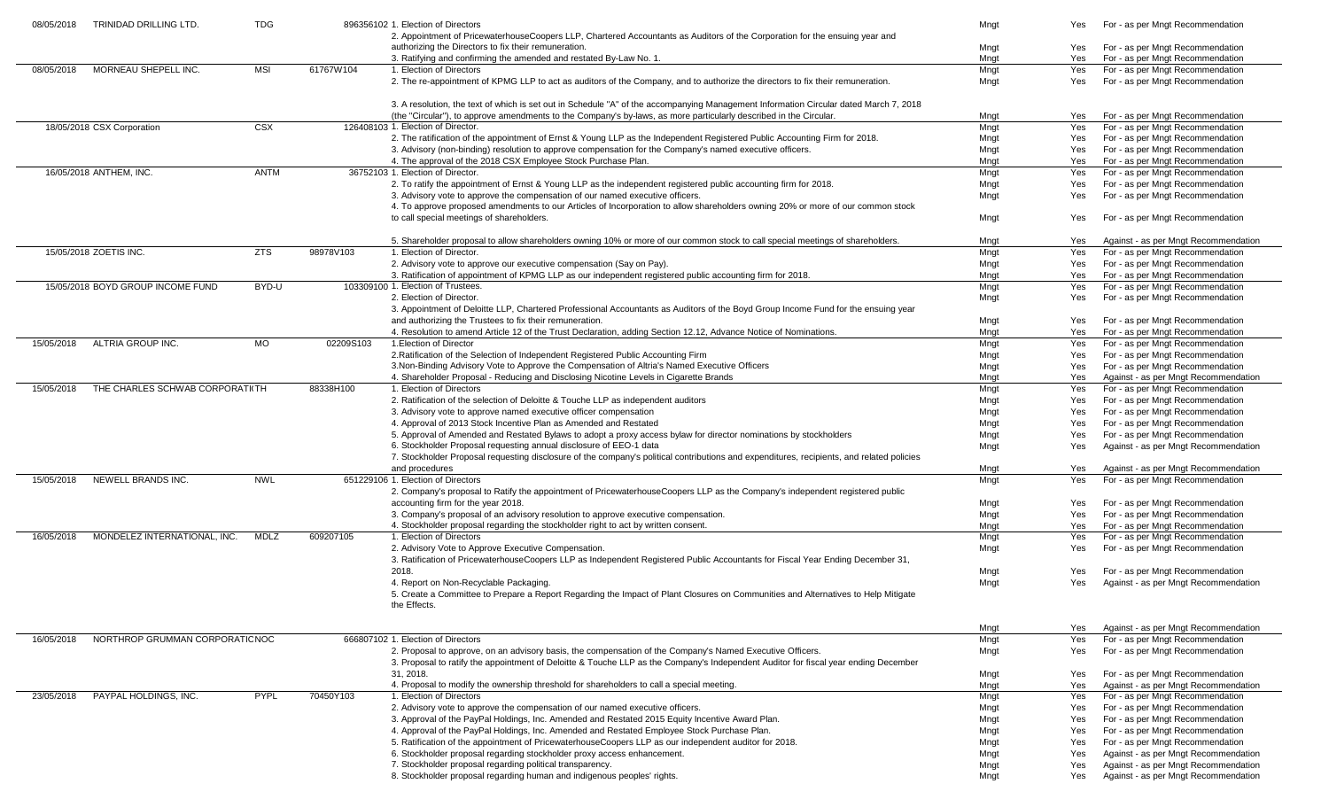| Date | Company | Ticker | CUSIP | Proposal | Proposed by | Voted | Vote |
|---|---|---|---|---|---|---|---|
| 08/05/2018 | TRINIDAD DRILLING LTD. | TDG | 896356102 | 1. Election of Directors | Mngt | Yes | For - as per Mngt Recommendation |
| | | | | 2. Appointment of PricewaterhouseCoopers LLP, Chartered Accountants as Auditors of the Corporation for the ensuing year and authorizing the Directors to fix their remuneration. | Mngt | Yes | For - as per Mngt Recommendation |
| | | | | 3. Ratifying and confirming the amended and restated By-Law No. 1. | Mngt | Yes | For - as per Mngt Recommendation |
| 08/05/2018 | MORNEAU SHEPELL INC. | MSI | 61767W104 | 1. Election of Directors | Mngt | Yes | For - as per Mngt Recommendation |
| | | | | 2. The re-appointment of KPMG LLP to act as auditors of the Company, and to authorize the directors to fix their remuneration. | Mngt | Yes | For - as per Mngt Recommendation |
| | | | | 3. A resolution, the text of which is set out in Schedule "A" of the accompanying Management Information Circular dated March 7, 2018 (the "Circular"), to approve amendments to the Company's by-laws, as more particularly described in the Circular. | Mngt | Yes | For - as per Mngt Recommendation |
| 18/05/2018 | CSX Corporation | CSX | 126408103 | 1. Election of Director. | Mngt | Yes | For - as per Mngt Recommendation |
| | | | | 2. The ratification of the appointment of Ernst & Young LLP as the Independent Registered Public Accounting Firm for 2018. | Mngt | Yes | For - as per Mngt Recommendation |
| | | | | 3. Advisory (non-binding) resolution to approve compensation for the Company's named executive officers. | Mngt | Yes | For - as per Mngt Recommendation |
| | | | | 4. The approval of the 2018 CSX Employee Stock Purchase Plan. | Mngt | Yes | For - as per Mngt Recommendation |
| 16/05/2018 | ANTHEM, INC. | ANTM | 36752103 | 1. Election of Director. | Mngt | Yes | For - as per Mngt Recommendation |
| | | | | 2. To ratify the appointment of Ernst & Young LLP as the independent registered public accounting firm for 2018. | Mngt | Yes | For - as per Mngt Recommendation |
| | | | | 3. Advisory vote to approve the compensation of our named executive officers. | Mngt | Yes | For - as per Mngt Recommendation |
| | | | | 4. To approve proposed amendments to our Articles of Incorporation to allow shareholders owning 20% or more of our common stock to call special meetings of shareholders. | Mngt | Yes | For - as per Mngt Recommendation |
| | | | | 5. Shareholder proposal to allow shareholders owning 10% or more of our common stock to call special meetings of shareholders. | Mngt | Yes | Against - as per Mngt Recommendation |
| 15/05/2018 | ZOETIS INC. | ZTS | 98978V103 | 1. Election of Director. | Mngt | Yes | For - as per Mngt Recommendation |
| | | | | 2. Advisory vote to approve our executive compensation (Say on Pay). | Mngt | Yes | For - as per Mngt Recommendation |
| | | | | 3. Ratification of appointment of KPMG LLP as our independent registered public accounting firm for 2018. | Mngt | Yes | For - as per Mngt Recommendation |
| 15/05/2018 | BOYD GROUP INCOME FUND | BYD-U | 103309100 | 1. Election of Trustees. | Mngt | Yes | For - as per Mngt Recommendation |
| | | | | 2. Election of Director. | Mngt | Yes | For - as per Mngt Recommendation |
| | | | | 3. Appointment of Deloitte LLP, Chartered Professional Accountants as Auditors of the Boyd Group Income Fund for the ensuing year and authorizing the Trustees to fix their remuneration. | Mngt | Yes | For - as per Mngt Recommendation |
| | | | | 4. Resolution to amend Article 12 of the Trust Declaration, adding Section 12.12, Advance Notice of Nominations. | Mngt | Yes | For - as per Mngt Recommendation |
| 15/05/2018 | ALTRIA GROUP INC. | MO | 02209S103 | 1.Election of Director | Mngt | Yes | For - as per Mngt Recommendation |
| | | | | 2.Ratification of the Selection of Independent Registered Public Accounting Firm | Mngt | Yes | For - as per Mngt Recommendation |
| | | | | 3.Non-Binding Advisory Vote to Approve the Compensation of Altria's Named Executive Officers | Mngt | Yes | For - as per Mngt Recommendation |
| | | | | 4. Shareholder Proposal - Reducing and Disclosing Nicotine Levels in Cigarette Brands | Mngt | Yes | Against - as per Mngt Recommendation |
| 15/05/2018 | THE CHARLES SCHWAB CORPORATI | TH | 88338H100 | 1. Election of Directors | Mngt | Yes | For - as per Mngt Recommendation |
| | | | | 2. Ratification of the selection of Deloitte & Touche LLP as independent auditors | Mngt | Yes | For - as per Mngt Recommendation |
| | | | | 3. Advisory vote to approve named executive officer compensation | Mngt | Yes | For - as per Mngt Recommendation |
| | | | | 4. Approval of 2013 Stock Incentive Plan as Amended and Restated | Mngt | Yes | For - as per Mngt Recommendation |
| | | | | 5. Approval of Amended and Restated Bylaws to adopt a proxy access bylaw for director nominations by stockholders | Mngt | Yes | For - as per Mngt Recommendation |
| | | | | 6. Stockholder Proposal requesting annual disclosure of EEO-1 data | Mngt | Yes | Against - as per Mngt Recommendation |
| | | | | 7. Stockholder Proposal requesting disclosure of the company's political contributions and expenditures, recipients, and related policies and procedures | Mngt | Yes | Against - as per Mngt Recommendation |
| 15/05/2018 | NEWELL BRANDS INC. | NWL | 651229106 | 1. Election of Directors | Mngt | Yes | For - as per Mngt Recommendation |
| | | | | 2. Company's proposal to Ratify the appointment of PricewaterhouseCoopers LLP as the Company's independent registered public accounting firm for the year 2018. | Mngt | Yes | For - as per Mngt Recommendation |
| | | | | 3. Company's proposal of an advisory resolution to approve executive compensation. | Mngt | Yes | For - as per Mngt Recommendation |
| | | | | 4. Stockholder proposal regarding the stockholder right to act by written consent. | Mngt | Yes | For - as per Mngt Recommendation |
| 16/05/2018 | MONDELEZ INTERNATIONAL, INC. | MDLZ | 609207105 | 1. Election of Directors | Mngt | Yes | For - as per Mngt Recommendation |
| | | | | 2. Advisory Vote to Approve Executive Compensation. | Mngt | Yes | For - as per Mngt Recommendation |
| | | | | 3. Ratification of PricewaterhouseCoopers LLP as Independent Registered Public Accountants for Fiscal Year Ending December 31, 2018. | Mngt | Yes | For - as per Mngt Recommendation |
| | | | | 4. Report on Non-Recyclable Packaging. | Mngt | Yes | Against - as per Mngt Recommendation |
| | | | | 5. Create a Committee to Prepare a Report Regarding the Impact of Plant Closures on Communities and Alternatives to Help Mitigate the Effects. | Mngt | Yes | Against - as per Mngt Recommendation |
| 16/05/2018 | NORTHROP GRUMMAN CORPORATIO | NOC | 666807102 | 1. Election of Directors | Mngt | Yes | For - as per Mngt Recommendation |
| | | | | 2. Proposal to approve, on an advisory basis, the compensation of the Company's Named Executive Officers. | Mngt | Yes | For - as per Mngt Recommendation |
| | | | | 3. Proposal to ratify the appointment of Deloitte & Touche LLP as the Company's Independent Auditor for fiscal year ending December 31, 2018. | Mngt | Yes | For - as per Mngt Recommendation |
| | | | | 4. Proposal to modify the ownership threshold for shareholders to call a special meeting. | Mngt | Yes | Against - as per Mngt Recommendation |
| 23/05/2018 | PAYPAL HOLDINGS, INC. | PYPL | 70450Y103 | 1. Election of Directors | Mngt | Yes | For - as per Mngt Recommendation |
| | | | | 2. Advisory vote to approve the compensation of our named executive officers. | Mngt | Yes | For - as per Mngt Recommendation |
| | | | | 3. Approval of the PayPal Holdings, Inc. Amended and Restated 2015 Equity Incentive Award Plan. | Mngt | Yes | For - as per Mngt Recommendation |
| | | | | 4. Approval of the PayPal Holdings, Inc. Amended and Restated Employee Stock Purchase Plan. | Mngt | Yes | For - as per Mngt Recommendation |
| | | | | 5. Ratification of the appointment of PricewaterhouseCoopers LLP as our independent auditor for 2018. | Mngt | Yes | For - as per Mngt Recommendation |
| | | | | 6. Stockholder proposal regarding stockholder proxy access enhancement. | Mngt | Yes | Against - as per Mngt Recommendation |
| | | | | 7. Stockholder proposal regarding political transparency. | Mngt | Yes | Against - as per Mngt Recommendation |
| | | | | 8. Stockholder proposal regarding human and indigenous peoples' rights. | Mngt | Yes | Against - as per Mngt Recommendation |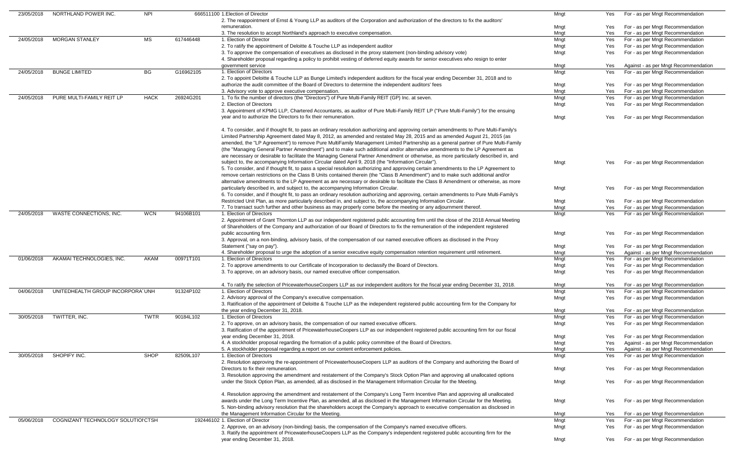| 23/05/2018 | NORTHLAND POWER INC. | NPI | 666511100 | 1.Election of Director | Mngt | Yes | For - as per Mngt Recommendation |
|---|---|---|---|---|---|---|---|
| | | | | 2. The reappointment of Ernst & Young LLP as auditors of the Corporation and authorization of the directors to fix the auditors' remuneration. | Mngt | Yes | For - as per Mngt Recommendation |
| | | | | 3. The resolution to accept Northland's approach to executive compensation. | Mngt | Yes | For - as per Mngt Recommendation |
| 24/05/2018 | MORGAN STANLEY | MS | 617446448 | 1. Election of Director | Mngt | Yes | For - as per Mngt Recommendation |
| | | | | 2. To ratify the appointment of Deloitte & Touche LLP as independent auditor | Mngt | Yes | For - as per Mngt Recommendation |
| | | | | 3. To approve the compensation of executives as disclosed in the proxy statement (non-binding advisory vote) | Mngt | Yes | For - as per Mngt Recommendation |
| | | | | 4. Shareholder proposal regarding a policy to prohibit vesting of deferred equity awards for senior executives who resign to enter government service | Mngt | Yes | Against - as per Mngt Recommendation |
| 24/05/2018 | BUNGE LIMITED | BG | G16962105 | 1. Election of Directors | Mngt | Yes | For - as per Mngt Recommendation |
| | | | | 2. To appoint Deloitte & Touche LLP as Bunge Limited's independent auditors for the fiscal year ending December 31, 2018 and to authorize the audit committee of the Board of Directors to determine the independent auditors' fees | Mngt | Yes | For - as per Mngt Recommendation |
| | | | | 3. Advisory vote to approve executive compensation. | Mngt | Yes | For - as per Mngt Recommendation |
| 24/05/2018 | PURE MULTI-FAMILY REIT LP | HACK | 26924G201 | 1. To fix the number of directors (the "Directors") of Pure Multi-Family REIT (GP) Inc. at seven. | Mngt | Yes | For - as per Mngt Recommendation |
| | | | | 2. Election of Directors | Mngt | Yes | For - as per Mngt Recommendation |
| | | | | 3. Appointment of KPMG LLP, Chartered Accountants, as auditor of Pure Multi-Family REIT LP ("Pure Multi-Family") for the ensuing year and to authorize the Directors to fix their remuneration. | Mngt | Yes | For - as per Mngt Recommendation |
| | | | | 4. To consider, and if thought fit, to pass an ordinary resolution authorizing and approving certain amendments to Pure Multi-Family's Limited Partnership Agreement dated May 8, 2012, as amended and restated May 28, 2015 and as amended August 21, 2015 (as amended, the "LP Agreement") to remove Pure MultiFamily Management Limited Partnership as a general partner of Pure Multi-Family (the "Managing General Partner Amendment") and to make such additional and/or alternative amendments to the LP Agreement as are necessary or desirable to facilitate the Managing General Partner Amendment or otherwise, as more particularly described in, and subject to, the accompanying Information Circular dated April 9, 2018 (the "Information Circular"). | Mngt | Yes | For - as per Mngt Recommendation |
| | | | | 5. To consider, and if thought fit, to pass a special resolution authorizing and approving certain amendments to the LP Agreement to remove certain restrictions on the Class B Units contained therein (the "Class B Amendment") and to make such additional and/or alternative amendments to the LP Agreement as are necessary or desirable to facilitate the Class B Amendment or otherwise, as more particularly described in, and subject to, the accompanying Information Circular. | Mngt | Yes | For - as per Mngt Recommendation |
| | | | | 6. To consider, and if thought fit, to pass an ordinary resolution authorizing and approving, certain amendments to Pure Multi-Family's Restricted Unit Plan, as more particularly described in, and subject to, the accompanying Information Circular. | Mngt | Yes | For - as per Mngt Recommendation |
| | | | | 7. To transact such further and other business as may properly come before the meeting or any adjournment thereof. | Mngt | Yes | For - as per Mngt Recommendation |
| 24/05/2018 | WASTE CONNECTIONS, INC. | WCN | 94106B101 | 1. Election of Directors | Mngt | Yes | For - as per Mngt Recommendation |
| | | | | 2. Appointment of Grant Thornton LLP as our independent registered public accounting firm until the close of the 2018 Annual Meeting of Shareholders of the Company and authorization of our Board of Directors to fix the remuneration of the independent registered public accounting firm. | Mngt | Yes | For - as per Mngt Recommendation |
| | | | | 3. Approval, on a non-binding, advisory basis, of the compensation of our named executive officers as disclosed in the Proxy Statement ("say on pay"). | Mngt | Yes | For - as per Mngt Recommendation |
| | | | | 4. Shareholder proposal to urge the adoption of a senior executive equity compensation retention requirement until retirement. | Mngt | Yes | Against - as per Mngt Recommendation |
| 01/06/2018 | AKAMAI TECHNOLOGIES, INC. | AKAM | 00971T101 | 1. Election of Directors | Mngt | Yes | For - as per Mngt Recommendation |
| | | | | 2. To approve amendments to our Certificate of Incorporation to declassify the Board of Directors. | Mngt | Yes | For - as per Mngt Recommendation |
| | | | | 3. To approve, on an advisory basis, our named executive officer compensation. | Mngt | Yes | For - as per Mngt Recommendation |
| | | | | 4. To ratify the selection of PricewaterhouseCoopers LLP as our independent auditors for the fiscal year ending December 31, 2018. | Mngt | Yes | For - as per Mngt Recommendation |
| 04/06/2018 | UNITEDHEALTH GROUP INCORPORA | UNH | 91324P102 | 1. Election of Directors | Mngt | Yes | For - as per Mngt Recommendation |
| | | | | 2. Advisory approval of the Company's executive compensation. | Mngt | Yes | For - as per Mngt Recommendation |
| | | | | 3. Ratification of the appointment of Deloitte & Touche LLP as the independent registered public accounting firm for the Company for the year ending December 31, 2018. | Mngt | Yes | For - as per Mngt Recommendation |
| 30/05/2018 | TWITTER, INC. | TWTR | 90184L102 | 1. Election of Directors | Mngt | Yes | For - as per Mngt Recommendation |
| | | | | 2. To approve, on an advisory basis, the compensation of our named executive officers. | Mngt | Yes | For - as per Mngt Recommendation |
| | | | | 3. Ratification of the appointment of PricewaterhouseCoopers LLP as our independent registered public accounting firm for our fiscal year ending December 31, 2018. | Mngt | Yes | For - as per Mngt Recommendation |
| | | | | 4. A stockholder proposal regarding the formation of a public policy committee of the Board of Directors. | Mngt | Yes | Against - as per Mngt Recommendation |
| | | | | 5. A stockholder proposal regarding a report on our content enforcement policies. | Mngt | Yes | Against - as per Mngt Recommendation |
| 30/05/2018 | SHOPIFY INC. | SHOP | 82509L107 | 1. Election of Directors | Mngt | Yes | For - as per Mngt Recommendation |
| | | | | 2. Resolution approving the re-appointment of PricewaterhouseCoopers LLP as auditors of the Company and authorizing the Board of Directors to fix their remuneration. | Mngt | Yes | For - as per Mngt Recommendation |
| | | | | 3. Resolution approving the amendment and restatement of the Company's Stock Option Plan and approving all unallocated options under the Stock Option Plan, as amended, all as disclosed in the Management Information Circular for the Meeting. | Mngt | Yes | For - as per Mngt Recommendation |
| | | | | 4. Resolution approving the amendment and restatement of the Company's Long Term Incentive Plan and approving all unallocated awards under the Long Term Incentive Plan, as amended, all as disclosed in the Management Information Circular for the Meeting. | Mngt | Yes | For - as per Mngt Recommendation |
| | | | | 5. Non-binding advisory resolution that the shareholders accept the Company's approach to executive compensation as disclosed in the Management Information Circular for the Meeting. | Mngt | Yes | For - as per Mngt Recommendation |
| 05/06/2018 | COGNIZANT TECHNOLOGY SOLUTIO | CTSH | 192446102 | 1. Election of Director | Mngt | Yes | For - as per Mngt Recommendation |
| | | | | 2. Approve, on an advisory (non-binding) basis, the compensation of the Company's named executive officers. | Mngt | Yes | For - as per Mngt Recommendation |
| | | | | 3. Ratify the appointment of PricewaterhouseCoopers LLP as the Company's independent registered public accounting firm for the year ending December 31, 2018. | Mngt | Yes | For - as per Mngt Recommendation |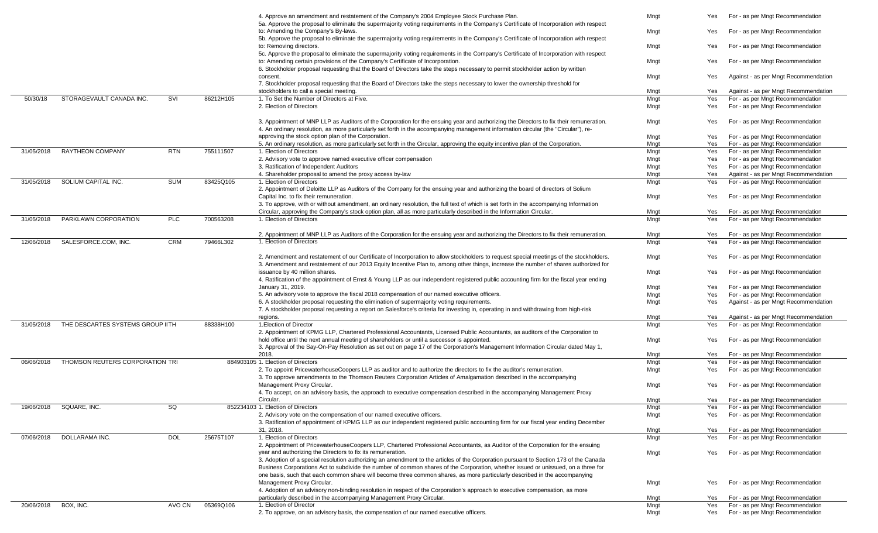| | | | | | | | |
|---|---|---|---|---|---|---|---|
| | | | | 4. Approve an amendment and restatement of the Company's 2004 Employee Stock Purchase Plan. | Mngt | Yes | For - as per Mngt Recommendation |
| | | | | 5a. Approve the proposal to eliminate the supermajority voting requirements in the Company's Certificate of Incorporation with respect to: Amending the Company's By-laws. | Mngt | Yes | For - as per Mngt Recommendation |
| | | | | 5b. Approve the proposal to eliminate the supermajority voting requirements in the Company's Certificate of Incorporation with respect to: Removing directors. | Mngt | Yes | For - as per Mngt Recommendation |
| | | | | 5c. Approve the proposal to eliminate the supermajority voting requirements in the Company's Certificate of Incorporation with respect to: Amending certain provisions of the Company's Certificate of Incorporation. | Mngt | Yes | For - as per Mngt Recommendation |
| | | | | 6. Stockholder proposal requesting that the Board of Directors take the steps necessary to permit stockholder action by written consent. | Mngt | Yes | Against - as per Mngt Recommendation |
| | | | | 7. Stockholder proposal requesting that the Board of Directors take the steps necessary to lower the ownership threshold for stockholders to call a special meeting. | Mngt | Yes | Against - as per Mngt Recommendation |
| 50/30/18 | STORAGEVAULT CANADA INC. | SVI | 86212H105 | 1. To Set the Number of Directors at Five. | Mngt | Yes | For - as per Mngt Recommendation |
| | | | | 2. Election of Directors | Mngt | Yes | For - as per Mngt Recommendation |
| | | | | 3. Appointment of MNP LLP as Auditors of the Corporation for the ensuing year and authorizing the Directors to fix their remuneration. | Mngt | Yes | For - as per Mngt Recommendation |
| | | | | 4. An ordinary resolution, as more particularly set forth in the accompanying management information circular (the "Circular"), re-approving the stock option plan of the Corporation. | Mngt | Yes | For - as per Mngt Recommendation |
| | | | | 5. An ordinary resolution, as more particularly set forth in the Circular, approving the equity incentive plan of the Corporation. | Mngt | Yes | For - as per Mngt Recommendation |
| 31/05/2018 | RAYTHEON COMPANY | RTN | 755111507 | 1. Election of Directors | Mngt | Yes | For - as per Mngt Recommendation |
| | | | | 2. Advisory vote to approve named executive officer compensation | Mngt | Yes | For - as per Mngt Recommendation |
| | | | | 3. Ratification of Independent Auditors | Mngt | Yes | For - as per Mngt Recommendation |
| | | | | 4. Shareholder proposal to amend the proxy access by-law | Mngt | Yes | Against - as per Mngt Recommendation |
| 31/05/2018 | SOLIUM CAPITAL INC. | SUM | 83425Q105 | 1. Election of Directors | Mngt | Yes | For - as per Mngt Recommendation |
| | | | | 2. Appointment of Deloitte LLP as Auditors of the Company for the ensuing year and authorizing the board of directors of Solium Capital Inc. to fix their remuneration. | Mngt | Yes | For - as per Mngt Recommendation |
| | | | | 3. To approve, with or without amendment, an ordinary resolution, the full text of which is set forth in the accompanying Information Circular, approving the Company's stock option plan, all as more particularly described in the Information Circular. | Mngt | Yes | For - as per Mngt Recommendation |
| 31/05/2018 | PARKLAWN CORPORATION | PLC | 700563208 | 1. Election of Directors | Mngt | Yes | For - as per Mngt Recommendation |
| | | | | 2. Appointment of MNP LLP as Auditors of the Corporation for the ensuing year and authorizing the Directors to fix their remuneration. | Mngt | Yes | For - as per Mngt Recommendation |
| 12/06/2018 | SALESFORCE.COM, INC. | CRM | 79466L302 | 1. Election of Directors | Mngt | Yes | For - as per Mngt Recommendation |
| | | | | 2. Amendment and restatement of our Certificate of Incorporation to allow stockholders to request special meetings of the stockholders. | Mngt | Yes | For - as per Mngt Recommendation |
| | | | | 3. Amendment and restatement of our 2013 Equity Incentive Plan to, among other things, increase the number of shares authorized for issuance by 40 million shares. | Mngt | Yes | For - as per Mngt Recommendation |
| | | | | 4. Ratification of the appointment of Ernst & Young LLP as our independent registered public accounting firm for the fiscal year ending January 31, 2019. | Mngt | Yes | For - as per Mngt Recommendation |
| | | | | 5. An advisory vote to approve the fiscal 2018 compensation of our named executive officers. | Mngt | Yes | For - as per Mngt Recommendation |
| | | | | 6. A stockholder proposal requesting the elimination of supermajority voting requirements. | Mngt | Yes | Against - as per Mngt Recommendation |
| | | | | 7. A stockholder proposal requesting a report on Salesforce's criteria for investing in, operating in and withdrawing from high-risk regions. | Mngt | Yes | Against - as per Mngt Recommendation |
| 31/05/2018 | THE DESCARTES SYSTEMS GROUP II | TH | 88338H100 | 1.Election of Director | Mngt | Yes | For - as per Mngt Recommendation |
| | | | | 2. Appointment of KPMG LLP, Chartered Professional Accountants, Licensed Public Accountants, as auditors of the Corporation to hold office until the next annual meeting of shareholders or until a successor is appointed. | Mngt | Yes | For - as per Mngt Recommendation |
| | | | | 3. Approval of the Say-On-Pay Resolution as set out on page 17 of the Corporation's Management Information Circular dated May 1, 2018. | Mngt | Yes | For - as per Mngt Recommendation |
| 06/06/2018 | THOMSON REUTERS CORPORATION | TRI | 884903105 | 1. Election of Directors | Mngt | Yes | For - as per Mngt Recommendation |
| | | | | 2. To appoint PricewaterhouseCoopers LLP as auditor and to authorize the directors to fix the auditor's remuneration. | Mngt | Yes | For - as per Mngt Recommendation |
| | | | | 3. To approve amendments to the Thomson Reuters Corporation Articles of Amalgamation described in the accompanying Management Proxy Circular. | Mngt | Yes | For - as per Mngt Recommendation |
| | | | | 4. To accept, on an advisory basis, the approach to executive compensation described in the accompanying Management Proxy Circular. | Mngt | Yes | For - as per Mngt Recommendation |
| 19/06/2018 | SQUARE, INC. | SQ | 852234103 | 1. Election of Directors | Mngt | Yes | For - as per Mngt Recommendation |
| | | | | 2. Advisory vote on the compensation of our named executive officers. | Mngt | Yes | For - as per Mngt Recommendation |
| | | | | 3. Ratification of appointment of KPMG LLP as our independent registered public accounting firm for our fiscal year ending December 31, 2018. | Mngt | Yes | For - as per Mngt Recommendation |
| 07/06/2018 | DOLLARAMA INC. | DOL | 25675T107 | 1. Election of Directors | Mngt | Yes | For - as per Mngt Recommendation |
| | | | | 2. Appointment of PricewaterhouseCoopers LLP, Chartered Professional Accountants, as Auditor of the Corporation for the ensuing year and authorizing the Directors to fix its remuneration. | Mngt | Yes | For - as per Mngt Recommendation |
| | | | | 3. Adoption of a special resolution authorizing an amendment to the articles of the Corporation pursuant to Section 173 of the Canada Business Corporations Act to subdivide the number of common shares of the Corporation, whether issued or unissued, on a three for one basis, such that each common share will become three common shares, as more particularly described in the accompanying Management Proxy Circular. | Mngt | Yes | For - as per Mngt Recommendation |
| | | | | 4. Adoption of an advisory non-binding resolution in respect of the Corporation's approach to executive compensation, as more particularly described in the accompanying Management Proxy Circular. | Mngt | Yes | For - as per Mngt Recommendation |
| 20/06/2018 | BOX, INC. | AVO CN | 05369Q106 | 1. Election of Director | Mngt | Yes | For - as per Mngt Recommendation |
| | | | | 2. To approve, on an advisory basis, the compensation of our named executive officers. | Mngt | Yes | For - as per Mngt Recommendation |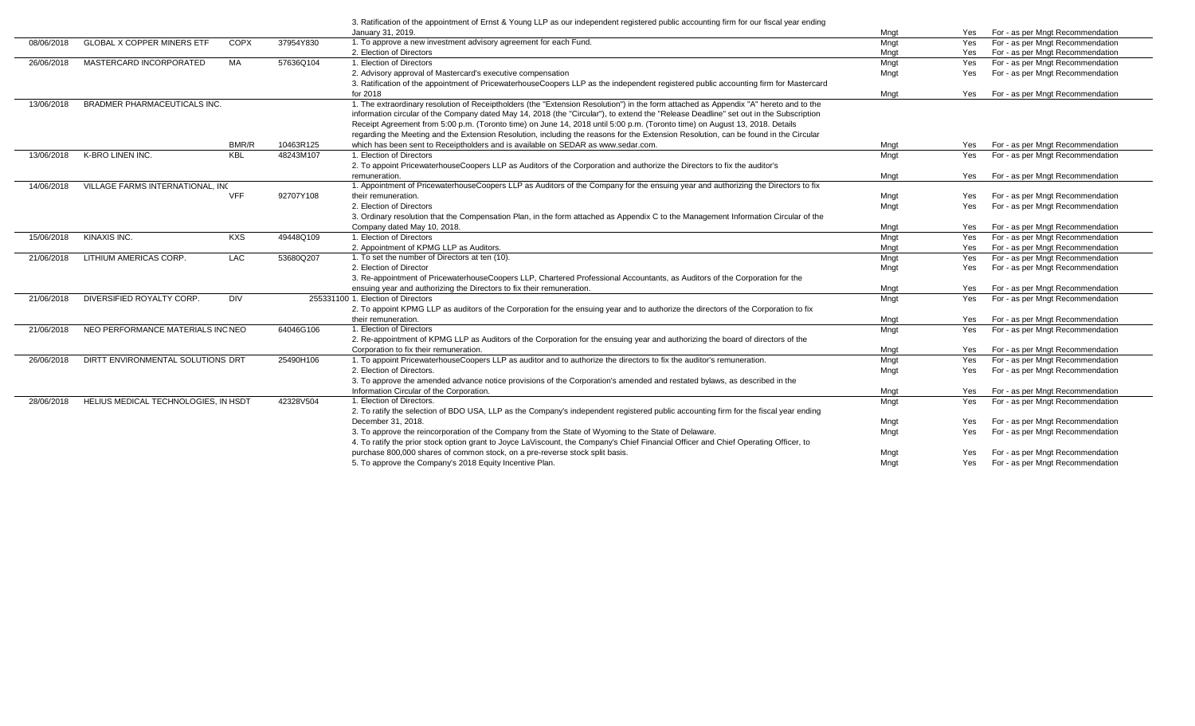| | | | | | | | |
|---|---|---|---|---|---|---|---|
| | | | | 3. Ratification of the appointment of Ernst & Young LLP as our independent registered public accounting firm for our fiscal year ending January 31, 2019. | Mngt | Yes | For - as per Mngt Recommendation |
| 08/06/2018 | GLOBAL X COPPER MINERS ETF | COPX | 37954Y830 | 1. To approve a new investment advisory agreement for each Fund. | Mngt | Yes | For - as per Mngt Recommendation |
| | | | | 2. Election of Directors | Mngt | Yes | For - as per Mngt Recommendation |
| 26/06/2018 | MASTERCARD INCORPORATED | MA | 57636Q104 | 1. Election of Directors | Mngt | Yes | For - as per Mngt Recommendation |
| | | | | 2. Advisory approval of Mastercard's executive compensation | Mngt | Yes | For - as per Mngt Recommendation |
| | | | | 3. Ratification of the appointment of PricewaterhouseCoopers LLP as the independent registered public accounting firm for Mastercard for 2018 | Mngt | Yes | For - as per Mngt Recommendation |
| 13/06/2018 | BRADMER PHARMACEUTICALS INC. | BMR/R | 10463R125 | 1. The extraordinary resolution of Receiptholders (the "Extension Resolution") in the form attached as Appendix "A" hereto and to the information circular of the Company dated May 14, 2018 (the "Circular"), to extend the "Release Deadline" set out in the Subscription Receipt Agreement from 5:00 p.m. (Toronto time) on June 14, 2018 until 5:00 p.m. (Toronto time) on August 13, 2018. Details regarding the Meeting and the Extension Resolution, including the reasons for the Extension Resolution, can be found in the Circular which has been sent to Receiptholders and is available on SEDAR as www.sedar.com. | Mngt | Yes | For - as per Mngt Recommendation |
| 13/06/2018 | K-BRO LINEN INC. | KBL | 48243M107 | 1. Election of Directors | Mngt | Yes | For - as per Mngt Recommendation |
| | | | | 2. To appoint PricewaterhouseCoopers LLP as Auditors of the Corporation and authorize the Directors to fix the auditor's remuneration. | Mngt | Yes | For - as per Mngt Recommendation |
| 14/06/2018 | VILLAGE FARMS INTERNATIONAL, INC | VFF | 92707Y108 | 1. Appointment of PricewaterhouseCoopers LLP as Auditors of the Company for the ensuing year and authorizing the Directors to fix their remuneration. | Mngt | Yes | For - as per Mngt Recommendation |
| | | | | 2. Election of Directors | Mngt | Yes | For - as per Mngt Recommendation |
| | | | | 3. Ordinary resolution that the Compensation Plan, in the form attached as Appendix C to the Management Information Circular of the Company dated May 10, 2018. | Mngt | Yes | For - as per Mngt Recommendation |
| 15/06/2018 | KINAXIS INC. | KXS | 49448Q109 | 1. Election of Directors | Mngt | Yes | For - as per Mngt Recommendation |
| | | | | 2. Appointment of KPMG LLP as Auditors. | Mngt | Yes | For - as per Mngt Recommendation |
| 21/06/2018 | LITHIUM AMERICAS CORP. | LAC | 53680Q207 | 1. To set the number of Directors at ten (10). | Mngt | Yes | For - as per Mngt Recommendation |
| | | | | 2. Election of Director | Mngt | Yes | For - as per Mngt Recommendation |
| | | | | 3. Re-appointment of PricewaterhouseCoopers LLP, Chartered Professional Accountants, as Auditors of the Corporation for the ensuing year and authorizing the Directors to fix their remuneration. | Mngt | Yes | For - as per Mngt Recommendation |
| 21/06/2018 | DIVERSIFIED ROYALTY CORP. | DIV | 255331100 | 1. Election of Directors | Mngt | Yes | For - as per Mngt Recommendation |
| | | | | 2. To appoint KPMG LLP as auditors of the Corporation for the ensuing year and to authorize the directors of the Corporation to fix their remuneration. | Mngt | Yes | For - as per Mngt Recommendation |
| 21/06/2018 | NEO PERFORMANCE MATERIALS INC | NEO | 64046G106 | 1. Election of Directors | Mngt | Yes | For - as per Mngt Recommendation |
| | | | | 2. Re-appointment of KPMG LLP as Auditors of the Corporation for the ensuing year and authorizing the board of directors of the Corporation to fix their remuneration. | Mngt | Yes | For - as per Mngt Recommendation |
| 26/06/2018 | DIRTT ENVIRONMENTAL SOLUTIONS | DRT | 25490H106 | 1. To appoint PricewaterhouseCoopers LLP as auditor and to authorize the directors to fix the auditor's remuneration. | Mngt | Yes | For - as per Mngt Recommendation |
| | | | | 2. Election of Directors. | Mngt | Yes | For - as per Mngt Recommendation |
| | | | | 3. To approve the amended advance notice provisions of the Corporation's amended and restated bylaws, as described in the Information Circular of the Corporation. | Mngt | Yes | For - as per Mngt Recommendation |
| 28/06/2018 | HELIUS MEDICAL TECHNOLOGIES, IN | HSDT | 42328V504 | 1. Election of Directors. | Mngt | Yes | For - as per Mngt Recommendation |
| | | | | 2. To ratify the selection of BDO USA, LLP as the Company's independent registered public accounting firm for the fiscal year ending December 31, 2018. | Mngt | Yes | For - as per Mngt Recommendation |
| | | | | 3. To approve the reincorporation of the Company from the State of Wyoming to the State of Delaware. | Mngt | Yes | For - as per Mngt Recommendation |
| | | | | 4. To ratify the prior stock option grant to Joyce LaViscount, the Company's Chief Financial Officer and Chief Operating Officer, to purchase 800,000 shares of common stock, on a pre-reverse stock split basis. | Mngt | Yes | For - as per Mngt Recommendation |
| | | | | 5. To approve the Company's 2018 Equity Incentive Plan. | Mngt | Yes | For - as per Mngt Recommendation |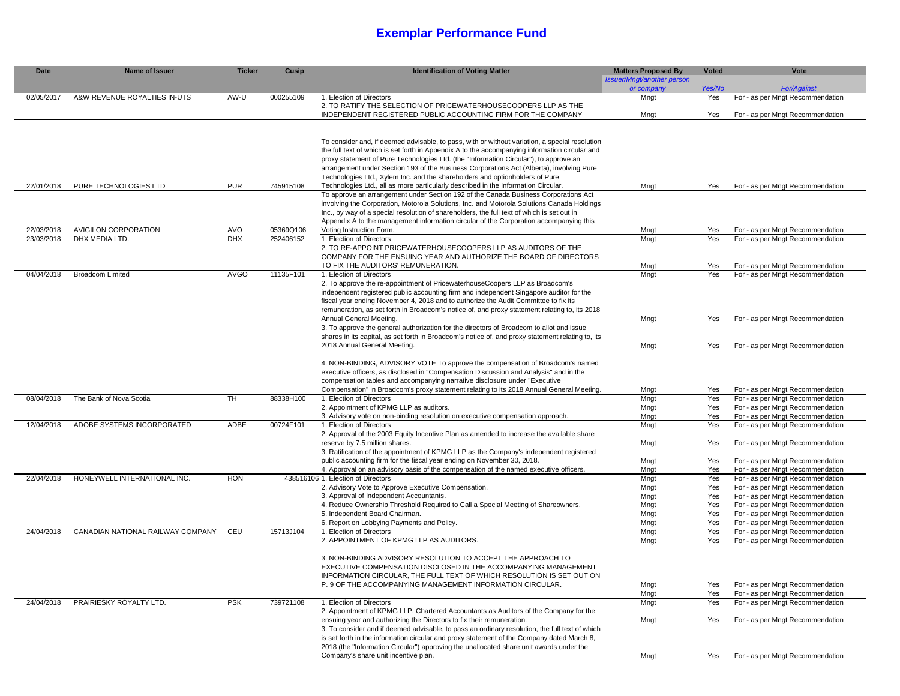# Exemplar Performance Fund

| Date | Name of Issuer | Ticker | Cusip | Identification of Voting Matter | Matters Proposed By<br>*Issuer/Mngt/another person or company* | Voted<br>*Yes/No* | Vote<br>*For/Against* |
|---|---|---|---|---|---|---|---|
| 02/05/2017 | A&W REVENUE ROYALTIES IN-UTS | AW-U | 000255109 | 1. Election of Directors | Mngt | Yes | For - as per Mngt Recommendation |
| | | | | 2. TO RATIFY THE SELECTION OF PRICEWATERHOUSECOOPERS LLP AS THE INDEPENDENT REGISTERED PUBLIC ACCOUNTING FIRM FOR THE COMPANY | Mngt | Yes | For - as per Mngt Recommendation |
| 22/01/2018 | PURE TECHNOLOGIES LTD | PUR | 745915108 | To consider and, if deemed advisable, to pass, with or without variation, a special resolution the full text of which is set forth in Appendix A to the accompanying information circular and proxy statement of Pure Technologies Ltd. (the "Information Circular"), to approve an arrangement under Section 193 of the Business Corporations Act (Alberta), involving Pure Technologies Ltd., Xylem Inc. and the shareholders and optionholders of Pure Technologies Ltd., all as more particularly described in the Information Circular. | Mngt | Yes | For - as per Mngt Recommendation |
| 22/03/2018 | AVIGILON CORPORATION | AVO | 05369Q106 | To approve an arrangement under Section 192 of the Canada Business Corporations Act involving the Corporation, Motorola Solutions, Inc. and Motorola Solutions Canada Holdings Inc., by way of a special resolution of shareholders, the full text of which is set out in Appendix A to the management information circular of the Corporation accompanying this Voting Instruction Form. | Mngt | Yes | For - as per Mngt Recommendation |
| 23/03/2018 | DHX MEDIA LTD. | DHX | 252406152 | 1. Election of Directors | Mngt | Yes | For - as per Mngt Recommendation |
| | | | | 2. TO RE-APPOINT PRICEWATERHOUSECOOPERS LLP AS AUDITORS OF THE COMPANY FOR THE ENSUING YEAR AND AUTHORIZE THE BOARD OF DIRECTORS TO FIX THE AUDITORS' REMUNERATION. | Mngt | Yes | For - as per Mngt Recommendation |
| 04/04/2018 | Broadcom Limited | AVGO | 11135F101 | 1. Election of Directors | Mngt | Yes | For - as per Mngt Recommendation |
| | | | | 2. To approve the re-appointment of PricewaterhouseCoopers LLP as Broadcom's independent registered public accounting firm and independent Singapore auditor for the fiscal year ending November 4, 2018 and to authorize the Audit Committee to fix its remuneration, as set forth in Broadcom's notice of, and proxy statement relating to, its 2018 Annual General Meeting. | Mngt | Yes | For - as per Mngt Recommendation |
| | | | | 3. To approve the general authorization for the directors of Broadcom to allot and issue shares in its capital, as set forth in Broadcom's notice of, and proxy statement relating to, its 2018 Annual General Meeting. | Mngt | Yes | For - as per Mngt Recommendation |
| | | | | 4. NON-BINDING, ADVISORY VOTE To approve the compensation of Broadcom's named executive officers, as disclosed in "Compensation Discussion and Analysis" and in the compensation tables and accompanying narrative disclosure under "Executive Compensation" in Broadcom's proxy statement relating to its 2018 Annual General Meeting. | Mngt | Yes | For - as per Mngt Recommendation |
| 08/04/2018 | The Bank of Nova Scotia | TH | 88338H100 | 1. Election of Directors | Mngt | Yes | For - as per Mngt Recommendation |
| | | | | 2. Appointment of KPMG LLP as auditors. | Mngt | Yes | For - as per Mngt Recommendation |
| | | | | 3. Advisory vote on non-binding resolution on executive compensation approach. | Mngt | Yes | For - as per Mngt Recommendation |
| 12/04/2018 | ADOBE SYSTEMS INCORPORATED | ADBE | 00724F101 | 1. Election of Directors | Mngt | Yes | For - as per Mngt Recommendation |
| | | | | 2. Approval of the 2003 Equity Incentive Plan as amended to increase the available share reserve by 7.5 million shares. | Mngt | Yes | For - as per Mngt Recommendation |
| | | | | 3. Ratification of the appointment of KPMG LLP as the Company's independent registered public accounting firm for the fiscal year ending on November 30, 2018. | Mngt | Yes | For - as per Mngt Recommendation |
| | | | | 4. Approval on an advisory basis of the compensation of the named executive officers. | Mngt | Yes | For - as per Mngt Recommendation |
| 22/04/2018 | HONEYWELL INTERNATIONAL INC. | HON | 438516106 | 1. Election of Directors | Mngt | Yes | For - as per Mngt Recommendation |
| | | | | 2. Advisory Vote to Approve Executive Compensation. | Mngt | Yes | For - as per Mngt Recommendation |
| | | | | 3. Approval of Independent Accountants. | Mngt | Yes | For - as per Mngt Recommendation |
| | | | | 4. Reduce Ownership Threshold Required to Call a Special Meeting of Shareowners. | Mngt | Yes | For - as per Mngt Recommendation |
| | | | | 5. Independent Board Chairman. | Mngt | Yes | For - as per Mngt Recommendation |
| | | | | 6. Report on Lobbying Payments and Policy. | Mngt | Yes | For - as per Mngt Recommendation |
| 24/04/2018 | CANADIAN NATIONAL RAILWAY COMPANY | CEU | 15713J104 | 1. Election of Directors | Mngt | Yes | For - as per Mngt Recommendation |
| | | | | 2. APPOINTMENT OF KPMG LLP AS AUDITORS. | Mngt | Yes | For - as per Mngt Recommendation |
| | | | | 3. NON-BINDING ADVISORY RESOLUTION TO ACCEPT THE APPROACH TO EXECUTIVE COMPENSATION DISCLOSED IN THE ACCOMPANYING MANAGEMENT INFORMATION CIRCULAR, THE FULL TEXT OF WHICH RESOLUTION IS SET OUT ON P. 9 OF THE ACCOMPANYING MANAGEMENT INFORMATION CIRCULAR. | Mngt | Yes | For - as per Mngt Recommendation |
| | | | | | Mngt | Yes | For - as per Mngt Recommendation |
| 24/04/2018 | PRAIRIESKY ROYALTY LTD. | PSK | 739721108 | 1. Election of Directors | Mngt | Yes | For - as per Mngt Recommendation |
| | | | | 2. Appointment of KPMG LLP, Chartered Accountants as Auditors of the Company for the ensuing year and authorizing the Directors to fix their remuneration. | Mngt | Yes | For - as per Mngt Recommendation |
| | | | | 3. To consider and if deemed advisable, to pass an ordinary resolution, the full text of which is set forth in the information circular and proxy statement of the Company dated March 8, 2018 (the "Information Circular") approving the unallocated share unit awards under the Company's share unit incentive plan. | Mngt | Yes | For - as per Mngt Recommendation |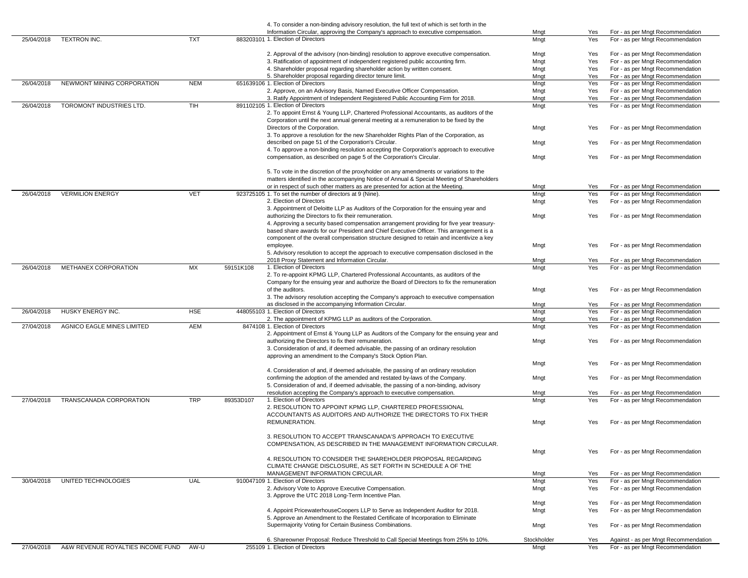| | | | | 4. To consider a non-binding advisory resolution, the full text of which is set forth in the Information Circular, approving the Company's approach to executive compensation. | Mngt | Yes | For - as per Mngt Recommendation |
|---|---|---|---|---|---|---|---|
| 25/04/2018 | TEXTRON INC. | TXT | 883203101 | 1. Election of Directors | Mngt | Yes | For - as per Mngt Recommendation |
| | | | | 2. Approval of the advisory (non-binding) resolution to approve executive compensation. | Mngt | Yes | For - as per Mngt Recommendation |
| | | | | 3. Ratification of appointment of independent registered public accounting firm. | Mngt | Yes | For - as per Mngt Recommendation |
| | | | | 4. Shareholder proposal regarding shareholder action by written consent. | Mngt | Yes | For - as per Mngt Recommendation |
| | | | | 5. Shareholder proposal regarding director tenure limit. | Mngt | Yes | For - as per Mngt Recommendation |
| 26/04/2018 | NEWMONT MINING CORPORATION | NEM | 651639106 | 1. Election of Directors | Mngt | Yes | For - as per Mngt Recommendation |
| | | | | 2. Approve, on an Advisory Basis, Named Executive Officer Compensation. | Mngt | Yes | For - as per Mngt Recommendation |
| | | | | 3. Ratify Appointment of Independent Registered Public Accounting Firm for 2018. | Mngt | Yes | For - as per Mngt Recommendation |
| 26/04/2018 | TOROMONT INDUSTRIES LTD. | TIH | 891102105 | 1. Election of Directors | Mngt | Yes | For - as per Mngt Recommendation |
| | | | | 2. To appoint Ernst & Young LLP, Chartered Professional Accountants, as auditors of the Corporation until the next annual general meeting at a remuneration to be fixed by the Directors of the Corporation. | Mngt | Yes | For - as per Mngt Recommendation |
| | | | | 3. To approve a resolution for the new Shareholder Rights Plan of the Corporation, as described on page 51 of the Corporation's Circular. | Mngt | Yes | For - as per Mngt Recommendation |
| | | | | 4. To approve a non-binding resolution accepting the Corporation's approach to executive compensation, as described on page 5 of the Corporation's Circular. | Mngt | Yes | For - as per Mngt Recommendation |
| | | | | 5. To vote in the discretion of the proxyholder on any amendments or variations to the matters identified in the accompanying Notice of Annual & Special Meeting of Shareholders or in respect of such other matters as are presented for action at the Meeting. | Mngt | Yes | For - as per Mngt Recommendation |
| 26/04/2018 | VERMILION ENERGY | VET | 923725105 | 1. To set the number of directors at 9 (Nine). | Mngt | Yes | For - as per Mngt Recommendation |
| | | | | 2. Election of Directors | Mngt | Yes | For - as per Mngt Recommendation |
| | | | | 3. Appointment of Deloitte LLP as Auditors of the Corporation for the ensuing year and authorizing the Directors to fix their remuneration. | Mngt | Yes | For - as per Mngt Recommendation |
| | | | | 4. Approving a security based compensation arrangement providing for five year treasury-based share awards for our President and Chief Executive Officer. This arrangement is a component of the overall compensation structure designed to retain and incentivize a key employee. | Mngt | Yes | For - as per Mngt Recommendation |
| | | | | 5. Advisory resolution to accept the approach to executive compensation disclosed in the 2018 Proxy Statement and Information Circular. | Mngt | Yes | For - as per Mngt Recommendation |
| 26/04/2018 | METHANEX CORPORATION | MX | 59151K108 | 1. Election of Directors | Mngt | Yes | For - as per Mngt Recommendation |
| | | | | 2. To re-appoint KPMG LLP, Chartered Professional Accountants, as auditors of the Company for the ensuing year and authorize the Board of Directors to fix the remuneration of the auditors. | Mngt | Yes | For - as per Mngt Recommendation |
| | | | | 3. The advisory resolution accepting the Company's approach to executive compensation as disclosed in the accompanying Information Circular. | Mngt | Yes | For - as per Mngt Recommendation |
| 26/04/2018 | HUSKY ENERGY INC. | HSE | 448055103 | 1. Election of Directors | Mngt | Yes | For - as per Mngt Recommendation |
| | | | | 2. The appointment of KPMG LLP as auditors of the Corporation. | Mngt | Yes | For - as per Mngt Recommendation |
| 27/04/2018 | AGNICO EAGLE MINES LIMITED | AEM | 8474108 | 1. Election of Directors | Mngt | Yes | For - as per Mngt Recommendation |
| | | | | 2. Appointment of Ernst & Young LLP as Auditors of the Company for the ensuing year and authorizing the Directors to fix their remuneration. | Mngt | Yes | For - as per Mngt Recommendation |
| | | | | 3. Consideration of and, if deemed advisable, the passing of an ordinary resolution approving an amendment to the Company's Stock Option Plan. | Mngt | Yes | For - as per Mngt Recommendation |
| | | | | 4. Consideration of and, if deemed advisable, the passing of an ordinary resolution confirming the adoption of the amended and restated by-laws of the Company. | Mngt | Yes | For - as per Mngt Recommendation |
| | | | | 5. Consideration of and, if deemed advisable, the passing of a non-binding, advisory resolution accepting the Company's approach to executive compensation. | Mngt | Yes | For - as per Mngt Recommendation |
| 27/04/2018 | TRANSCANADA CORPORATION | TRP | 89353D107 | 1. Election of Directors | Mngt | Yes | For - as per Mngt Recommendation |
| | | | | 2. RESOLUTION TO APPOINT KPMG LLP, CHARTERED PROFESSIONAL ACCOUNTANTS AS AUDITORS AND AUTHORIZE THE DIRECTORS TO FIX THEIR REMUNERATION. | Mngt | Yes | For - as per Mngt Recommendation |
| | | | | 3. RESOLUTION TO ACCEPT TRANSCANADA'S APPROACH TO EXECUTIVE COMPENSATION, AS DESCRIBED IN THE MANAGEMENT INFORMATION CIRCULAR. | Mngt | Yes | For - as per Mngt Recommendation |
| | | | | 4. RESOLUTION TO CONSIDER THE SHAREHOLDER PROPOSAL REGARDING CLIMATE CHANGE DISCLOSURE, AS SET FORTH IN SCHEDULE A OF THE MANAGEMENT INFORMATION CIRCULAR. | Mngt | Yes | For - as per Mngt Recommendation |
| 30/04/2018 | UNITED TECHNOLOGIES | UAL | 910047109 | 1. Election of Directors | Mngt | Yes | For - as per Mngt Recommendation |
| | | | | 2. Advisory Vote to Approve Executive Compensation. | Mngt | Yes | For - as per Mngt Recommendation |
| | | | | 3. Approve the UTC 2018 Long-Term Incentive Plan. | Mngt | Yes | For - as per Mngt Recommendation |
| | | | | 4. Appoint PricewaterhouseCoopers LLP to Serve as Independent Auditor for 2018. | Mngt | Yes | For - as per Mngt Recommendation |
| | | | | 5. Approve an Amendment to the Restated Certificate of Incorporation to Eliminate Supermajority Voting for Certain Business Combinations. | Mngt | Yes | For - as per Mngt Recommendation |
| | | | | 6. Shareowner Proposal: Reduce Threshold to Call Special Meetings from 25% to 10%. | Stockholder | Yes | Against - as per Mngt Recommendation |
| 27/04/2018 | A&W REVENUE ROYALTIES INCOME FUND | AW-U | 255109 | 1. Election of Directors | Mngt | Yes | For - as per Mngt Recommendation |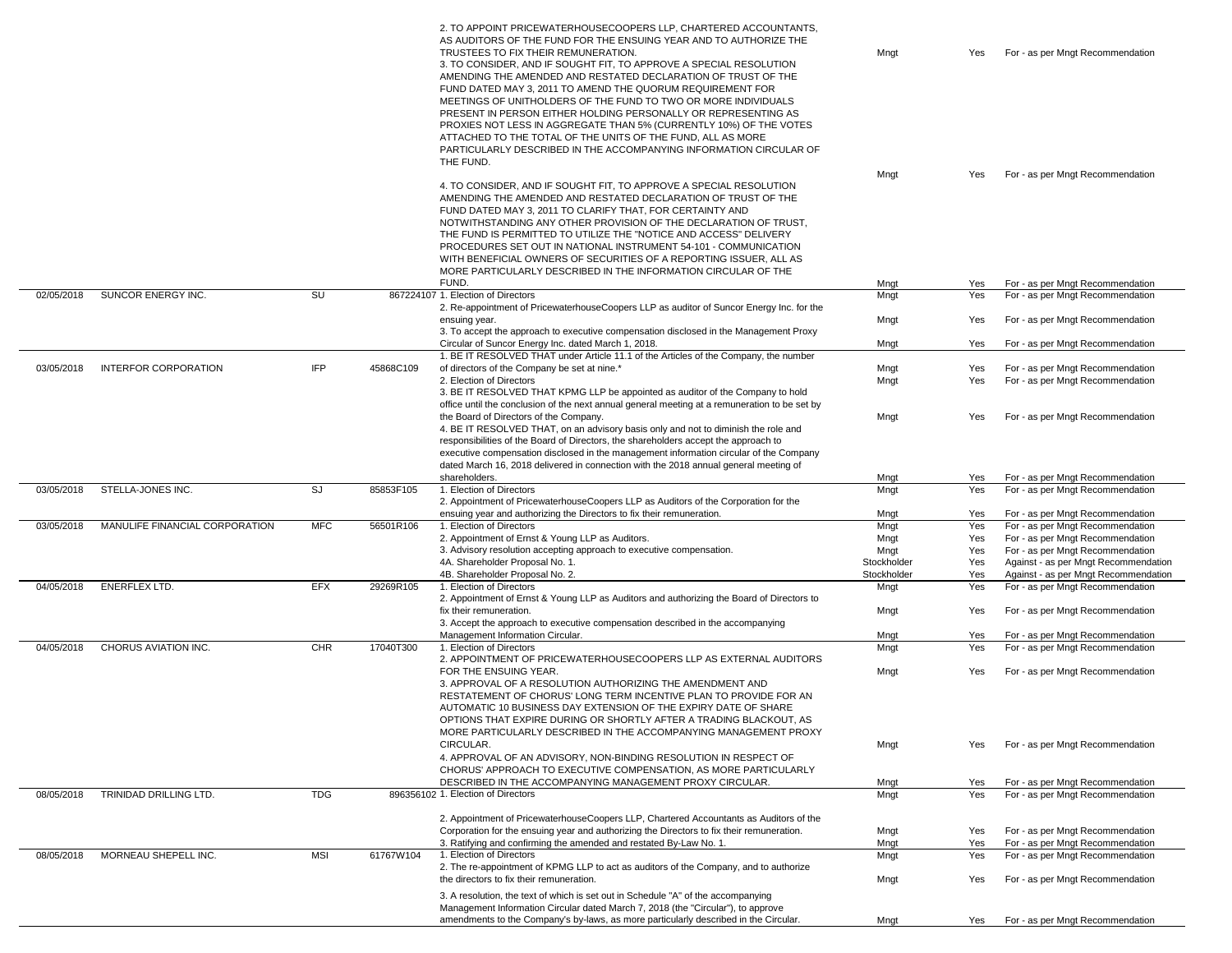| | | | | | | | |
|---|---|---|---|---|---|---|---|
| | | | | 2. TO APPOINT PRICEWATERHOUSECOOPERS LLP, CHARTERED ACCOUNTANTS, AS AUDITORS OF THE FUND FOR THE ENSUING YEAR AND TO AUTHORIZE THE TRUSTEES TO FIX THEIR REMUNERATION. | Mngt | Yes | For - as per Mngt Recommendation |
| | | | | 3. TO CONSIDER, AND IF SOUGHT FIT, TO APPROVE A SPECIAL RESOLUTION AMENDING THE AMENDED AND RESTATED DECLARATION OF TRUST OF THE FUND DATED MAY 3, 2011 TO AMEND THE QUORUM REQUIREMENT FOR MEETINGS OF UNITHOLDERS OF THE FUND TO TWO OR MORE INDIVIDUALS PRESENT IN PERSON EITHER HOLDING PERSONALLY OR REPRESENTING AS PROXIES NOT LESS IN AGGREGATE THAN 5% (CURRENTLY 10%) OF THE VOTES ATTACHED TO THE TOTAL OF THE UNITS OF THE FUND, ALL AS MORE PARTICULARLY DESCRIBED IN THE ACCOMPANYING INFORMATION CIRCULAR OF THE FUND. | Mngt | Yes | For - as per Mngt Recommendation |
| | | | | 4. TO CONSIDER, AND IF SOUGHT FIT, TO APPROVE A SPECIAL RESOLUTION AMENDING THE AMENDED AND RESTATED DECLARATION OF TRUST OF THE FUND DATED MAY 3, 2011 TO CLARIFY THAT, FOR CERTAINTY AND NOTWITHSTANDING ANY OTHER PROVISION OF THE DECLARATION OF TRUST, THE FUND IS PERMITTED TO UTILIZE THE "NOTICE AND ACCESS" DELIVERY PROCEDURES SET OUT IN NATIONAL INSTRUMENT 54-101 - COMMUNICATION WITH BENEFICIAL OWNERS OF SECURITIES OF A REPORTING ISSUER, ALL AS MORE PARTICULARLY DESCRIBED IN THE INFORMATION CIRCULAR OF THE FUND. | Mngt | Yes | For - as per Mngt Recommendation |
| 02/05/2018 | SUNCOR ENERGY INC. | SU | 867224107 | 1. Election of Directors | Mngt | Yes | For - as per Mngt Recommendation |
| | | | | 2. Re-appointment of PricewaterhouseCoopers LLP as auditor of Suncor Energy Inc. for the ensuing year. | Mngt | Yes | For - as per Mngt Recommendation |
| | | | | 3. To accept the approach to executive compensation disclosed in the Management Proxy Circular of Suncor Energy Inc. dated March 1, 2018. | Mngt | Yes | For - as per Mngt Recommendation |
| 03/05/2018 | INTERFOR CORPORATION | IFP | 45868C109 | 1. BE IT RESOLVED THAT under Article 11.1 of the Articles of the Company, the number of directors of the Company be set at nine.* | Mngt | Yes | For - as per Mngt Recommendation |
| | | | | 2. Election of Directors | Mngt | Yes | For - as per Mngt Recommendation |
| | | | | 3. BE IT RESOLVED THAT KPMG LLP be appointed as auditor of the Company to hold office until the conclusion of the next annual general meeting at a remuneration to be set by the Board of Directors of the Company. | Mngt | Yes | For - as per Mngt Recommendation |
| | | | | 4. BE IT RESOLVED THAT, on an advisory basis only and not to diminish the role and responsibilities of the Board of Directors, the shareholders accept the approach to executive compensation disclosed in the management information circular of the Company dated March 16, 2018 delivered in connection with the 2018 annual general meeting of shareholders. | Mngt | Yes | For - as per Mngt Recommendation |
| 03/05/2018 | STELLA-JONES INC. | SJ | 85853F105 | 1. Election of Directors | Mngt | Yes | For - as per Mngt Recommendation |
| | | | | 2. Appointment of PricewaterhouseCoopers LLP as Auditors of the Corporation for the ensuing year and authorizing the Directors to fix their remuneration. | Mngt | Yes | For - as per Mngt Recommendation |
| 03/05/2018 | MANULIFE FINANCIAL CORPORATION | MFC | 56501R106 | 1. Election of Directors | Mngt | Yes | For - as per Mngt Recommendation |
| | | | | 2. Appointment of Ernst & Young LLP as Auditors. | Mngt | Yes | For - as per Mngt Recommendation |
| | | | | 3. Advisory resolution accepting approach to executive compensation. | Mngt | Yes | For - as per Mngt Recommendation |
| | | | | 4A. Shareholder Proposal No. 1. | Stockholder | Yes | Against - as per Mngt Recommendation |
| | | | | 4B. Shareholder Proposal No. 2. | Stockholder | Yes | Against - as per Mngt Recommendation |
| 04/05/2018 | ENERFLEX LTD. | EFX | 29269R105 | 1. Election of Directors | Mngt | Yes | For - as per Mngt Recommendation |
| | | | | 2. Appointment of Ernst & Young LLP as Auditors and authorizing the Board of Directors to fix their remuneration. | Mngt | Yes | For - as per Mngt Recommendation |
| | | | | 3. Accept the approach to executive compensation described in the accompanying Management Information Circular. | Mngt | Yes | For - as per Mngt Recommendation |
| 04/05/2018 | CHORUS AVIATION INC. | CHR | 17040T300 | 1. Election of Directors | Mngt | Yes | For - as per Mngt Recommendation |
| | | | | 2. APPOINTMENT OF PRICEWATERHOUSECOOPERS LLP AS EXTERNAL AUDITORS FOR THE ENSUING YEAR. | Mngt | Yes | For - as per Mngt Recommendation |
| | | | | 3. APPROVAL OF A RESOLUTION AUTHORIZING THE AMENDMENT AND RESTATEMENT OF CHORUS' LONG TERM INCENTIVE PLAN TO PROVIDE FOR AN AUTOMATIC 10 BUSINESS DAY EXTENSION OF THE EXPIRY DATE OF SHARE OPTIONS THAT EXPIRE DURING OR SHORTLY AFTER A TRADING BLACKOUT, AS MORE PARTICULARLY DESCRIBED IN THE ACCOMPANYING MANAGEMENT PROXY CIRCULAR. | Mngt | Yes | For - as per Mngt Recommendation |
| | | | | 4. APPROVAL OF AN ADVISORY, NON-BINDING RESOLUTION IN RESPECT OF CHORUS' APPROACH TO EXECUTIVE COMPENSATION, AS MORE PARTICULARLY DESCRIBED IN THE ACCOMPANYING MANAGEMENT PROXY CIRCULAR. | Mngt | Yes | For - as per Mngt Recommendation |
| 08/05/2018 | TRINIDAD DRILLING LTD. | TDG | 896356102 | 1. Election of Directors | Mngt | Yes | For - as per Mngt Recommendation |
| | | | | 2. Appointment of PricewaterhouseCoopers LLP, Chartered Accountants as Auditors of the Corporation for the ensuing year and authorizing the Directors to fix their remuneration. | Mngt | Yes | For - as per Mngt Recommendation |
| | | | | 3. Ratifying and confirming the amended and restated By-Law No. 1. | Mngt | Yes | For - as per Mngt Recommendation |
| 08/05/2018 | MORNEAU SHEPELL INC. | MSI | 61767W104 | 1. Election of Directors | Mngt | Yes | For - as per Mngt Recommendation |
| | | | | 2. The re-appointment of KPMG LLP to act as auditors of the Company, and to authorize the directors to fix their remuneration. | Mngt | Yes | For - as per Mngt Recommendation |
| | | | | 3. A resolution, the text of which is set out in Schedule "A" of the accompanying Management Information Circular dated March 7, 2018 (the "Circular"), to approve amendments to the Company's by-laws, as more particularly described in the Circular. | Mngt | Yes | For - as per Mngt Recommendation |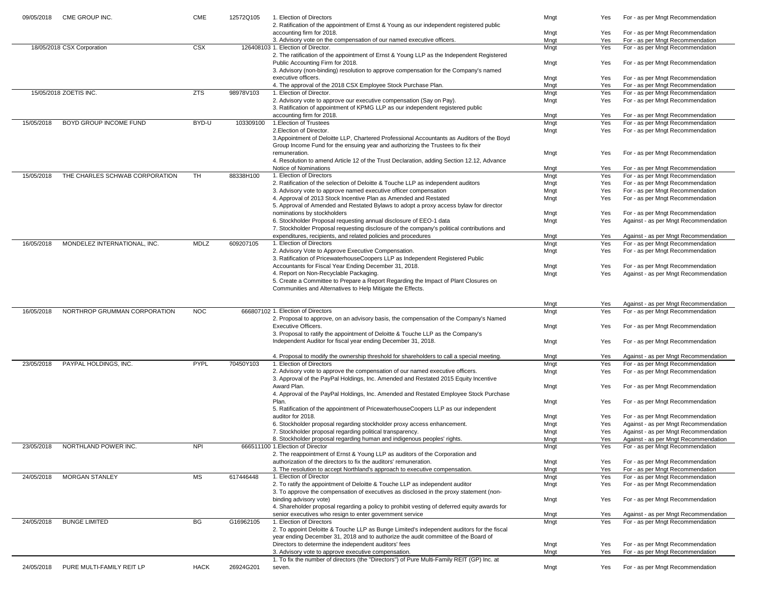| | | | | | | | |
|---|---|---|---|---|---|---|---|
| 09/05/2018 | CME GROUP INC. | CME | 12572Q105 | 1. Election of Directors | Mngt | Yes | For - as per Mngt Recommendation |
| | | | | 2. Ratification of the appointment of Ernst & Young as our independent registered public accounting firm for 2018. | Mngt | Yes | For - as per Mngt Recommendation |
| | | | | 3. Advisory vote on the compensation of our named executive officers. | Mngt | Yes | For - as per Mngt Recommendation |
| 18/05/2018 | CSX Corporation | CSX | 126408103 | 1. Election of Director. | Mngt | Yes | For - as per Mngt Recommendation |
| | | | | 2. The ratification of the appointment of Ernst & Young LLP as the Independent Registered Public Accounting Firm for 2018. | Mngt | Yes | For - as per Mngt Recommendation |
| | | | | 3. Advisory (non-binding) resolution to approve compensation for the Company's named executive officers. | Mngt | Yes | For - as per Mngt Recommendation |
| | | | | 4. The approval of the 2018 CSX Employee Stock Purchase Plan. | Mngt | Yes | For - as per Mngt Recommendation |
| 15/05/2018 | ZOETIS INC. | ZTS | 98978V103 | 1. Election of Director. | Mngt | Yes | For - as per Mngt Recommendation |
| | | | | 2. Advisory vote to approve our executive compensation (Say on Pay). | Mngt | Yes | For - as per Mngt Recommendation |
| | | | | 3. Ratification of appointment of KPMG LLP as our independent registered public accounting firm for 2018. | Mngt | Yes | For - as per Mngt Recommendation |
| 15/05/2018 | BOYD GROUP INCOME FUND | BYD-U | 103309100 | 1.Election of Trustees | Mngt | Yes | For - as per Mngt Recommendation |
| | | | | 2.Election of Director. | Mngt | Yes | For - as per Mngt Recommendation |
| | | | | 3.Appointment of Deloitte LLP, Chartered Professional Accountants as Auditors of the Boyd Group Income Fund for the ensuing year and authorizing the Trustees to fix their remuneration. | Mngt | Yes | For - as per Mngt Recommendation |
| | | | | 4. Resolution to amend Article 12 of the Trust Declaration, adding Section 12.12, Advance Notice of Nominations | Mngt | Yes | For - as per Mngt Recommendation |
| 15/05/2018 | THE CHARLES SCHWAB CORPORATION | TH | 88338H100 | 1. Election of Directors | Mngt | Yes | For - as per Mngt Recommendation |
| | | | | 2. Ratification of the selection of Deloitte & Touche LLP as independent auditors | Mngt | Yes | For - as per Mngt Recommendation |
| | | | | 3. Advisory vote to approve named executive officer compensation | Mngt | Yes | For - as per Mngt Recommendation |
| | | | | 4. Approval of 2013 Stock Incentive Plan as Amended and Restated | Mngt | Yes | For - as per Mngt Recommendation |
| | | | | 5. Approval of Amended and Restated Bylaws to adopt a proxy access bylaw for director nominations by stockholders | Mngt | Yes | For - as per Mngt Recommendation |
| | | | | 6. Stockholder Proposal requesting annual disclosure of EEO-1 data | Mngt | Yes | Against - as per Mngt Recommendation |
| | | | | 7. Stockholder Proposal requesting disclosure of the company's political contributions and expenditures, recipients, and related policies and procedures | Mngt | Yes | Against - as per Mngt Recommendation |
| 16/05/2018 | MONDELEZ INTERNATIONAL, INC. | MDLZ | 609207105 | 1. Election of Directors | Mngt | Yes | For - as per Mngt Recommendation |
| | | | | 2. Advisory Vote to Approve Executive Compensation. | Mngt | Yes | For - as per Mngt Recommendation |
| | | | | 3. Ratification of PricewaterhouseCoopers LLP as Independent Registered Public Accountants for Fiscal Year Ending December 31, 2018. | Mngt | Yes | For - as per Mngt Recommendation |
| | | | | 4. Report on Non-Recyclable Packaging. | Mngt | Yes | Against - as per Mngt Recommendation |
| | | | | 5. Create a Committee to Prepare a Report Regarding the Impact of Plant Closures on Communities and Alternatives to Help Mitigate the Effects. | Mngt | Yes | Against - as per Mngt Recommendation |
| 16/05/2018 | NORTHROP GRUMMAN CORPORATION | NOC | 666807102 | 1. Election of Directors | Mngt | Yes | For - as per Mngt Recommendation |
| | | | | 2. Proposal to approve, on an advisory basis, the compensation of the Company's Named Executive Officers. | Mngt | Yes | For - as per Mngt Recommendation |
| | | | | 3. Proposal to ratify the appointment of Deloitte & Touche LLP as the Company's Independent Auditor for fiscal year ending December 31, 2018. | Mngt | Yes | For - as per Mngt Recommendation |
| | | | | 4. Proposal to modify the ownership threshold for shareholders to call a special meeting. | Mngt | Yes | Against - as per Mngt Recommendation |
| 23/05/2018 | PAYPAL HOLDINGS, INC. | PYPL | 70450Y103 | 1. Election of Directors | Mngt | Yes | For - as per Mngt Recommendation |
| | | | | 2. Advisory vote to approve the compensation of our named executive officers. | Mngt | Yes | For - as per Mngt Recommendation |
| | | | | 3. Approval of the PayPal Holdings, Inc. Amended and Restated 2015 Equity Incentive Award Plan. | Mngt | Yes | For - as per Mngt Recommendation |
| | | | | 4. Approval of the PayPal Holdings, Inc. Amended and Restated Employee Stock Purchase Plan. | Mngt | Yes | For - as per Mngt Recommendation |
| | | | | 5. Ratification of the appointment of PricewaterhouseCoopers LLP as our independent auditor for 2018. | Mngt | Yes | For - as per Mngt Recommendation |
| | | | | 6. Stockholder proposal regarding stockholder proxy access enhancement. | Mngt | Yes | Against - as per Mngt Recommendation |
| | | | | 7. Stockholder proposal regarding political transparency. | Mngt | Yes | Against - as per Mngt Recommendation |
| | | | | 8. Stockholder proposal regarding human and indigenous peoples' rights. | Mngt | Yes | Against - as per Mngt Recommendation |
| 23/05/2018 | NORTHLAND POWER INC. | NPI | 666511100 | 1.Election of Director | Mngt | Yes | For - as per Mngt Recommendation |
| | | | | 2. The reappointment of Ernst & Young LLP as auditors of the Corporation and authorization of the directors to fix the auditors' remuneration. | Mngt | Yes | For - as per Mngt Recommendation |
| | | | | 3. The resolution to accept Northland's approach to executive compensation. | Mngt | Yes | For - as per Mngt Recommendation |
| 24/05/2018 | MORGAN STANLEY | MS | 617446448 | 1. Election of Director | Mngt | Yes | For - as per Mngt Recommendation |
| | | | | 2. To ratify the appointment of Deloitte & Touche LLP as independent auditor | Mngt | Yes | For - as per Mngt Recommendation |
| | | | | 3. To approve the compensation of executives as disclosed in the proxy statement (non-binding advisory vote) | Mngt | Yes | For - as per Mngt Recommendation |
| | | | | 4. Shareholder proposal regarding a policy to prohibit vesting of deferred equity awards for senior executives who resign to enter government service | Mngt | Yes | Against - as per Mngt Recommendation |
| 24/05/2018 | BUNGE LIMITED | BG | G16962105 | 1. Election of Directors | Mngt | Yes | For - as per Mngt Recommendation |
| | | | | 2. To appoint Deloitte & Touche LLP as Bunge Limited's independent auditors for the fiscal year ending December 31, 2018 and to authorize the audit committee of the Board of Directors to determine the independent auditors' fees | Mngt | Yes | For - as per Mngt Recommendation |
| | | | | 3. Advisory vote to approve executive compensation. | Mngt | Yes | For - as per Mngt Recommendation |
| 24/05/2018 | PURE MULTI-FAMILY REIT LP | HACK | 26924G201 | 1. To fix the number of directors (the "Directors") of Pure Multi-Family REIT (GP) Inc. at seven. | Mngt | Yes | For - as per Mngt Recommendation |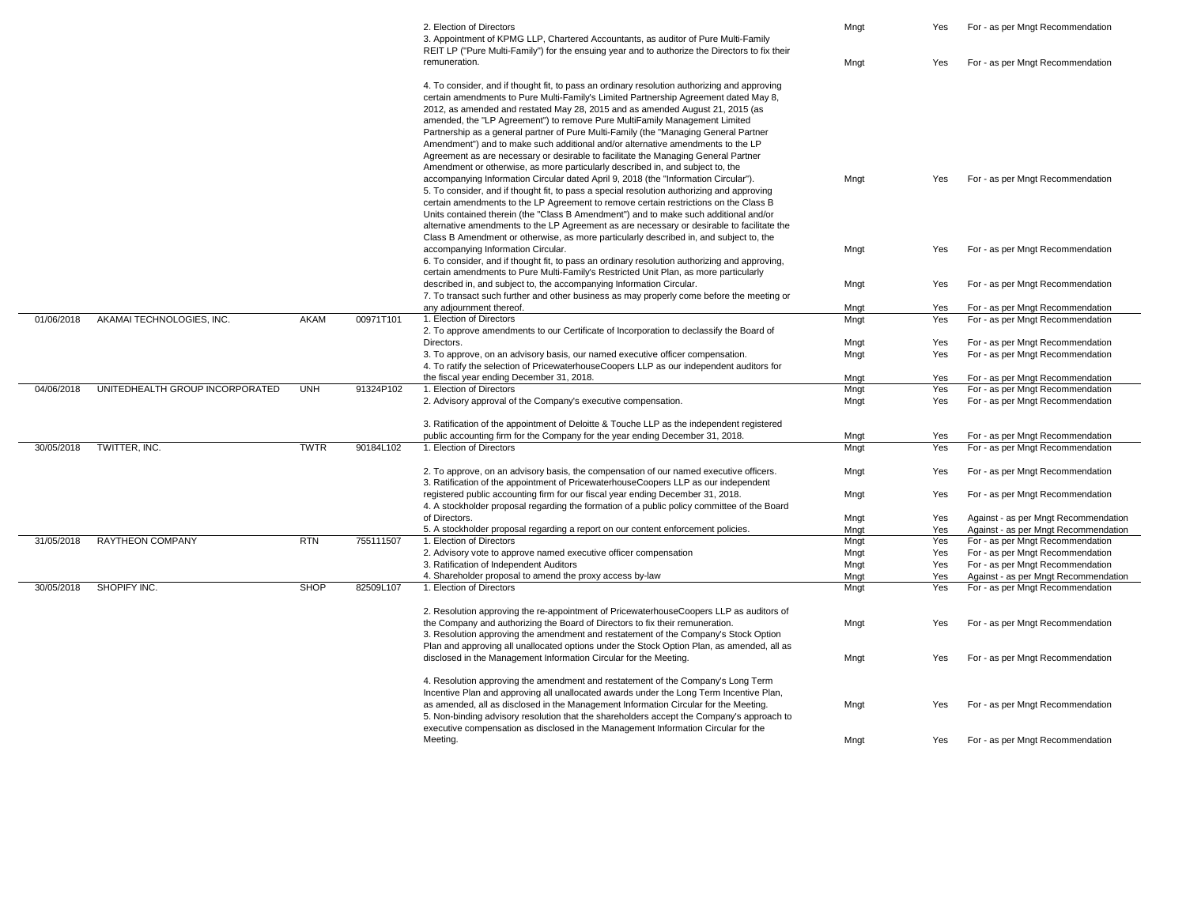| | | | | | | | |
|---|---|---|---|---|---|---|---|
| | | | | 2. Election of Directors | Mngt | Yes | For - as per Mngt Recommendation |
| | | | | 3. Appointment of KPMG LLP, Chartered Accountants, as auditor of Pure Multi-Family REIT LP ("Pure Multi-Family") for the ensuing year and to authorize the Directors to fix their remuneration. | Mngt | Yes | For - as per Mngt Recommendation |
| | | | | 4. To consider, and if thought fit, to pass an ordinary resolution authorizing and approving certain amendments to Pure Multi-Family's Limited Partnership Agreement dated May 8, 2012, as amended and restated May 28, 2015 and as amended August 21, 2015 (as amended, the "LP Agreement") to remove Pure MultiFamily Management Limited Partnership as a general partner of Pure Multi-Family (the "Managing General Partner Amendment") and to make such additional and/or alternative amendments to the LP Agreement as are necessary or desirable to facilitate the Managing General Partner Amendment or otherwise, as more particularly described in, and subject to, the accompanying Information Circular dated April 9, 2018 (the "Information Circular"). | Mngt | Yes | For - as per Mngt Recommendation |
| | | | | 5. To consider, and if thought fit, to pass a special resolution authorizing and approving certain amendments to the LP Agreement to remove certain restrictions on the Class B Units contained therein (the "Class B Amendment") and to make such additional and/or alternative amendments to the LP Agreement as are necessary or desirable to facilitate the Class B Amendment or otherwise, as more particularly described in, and subject to, the accompanying Information Circular. | Mngt | Yes | For - as per Mngt Recommendation |
| | | | | 6. To consider, and if thought fit, to pass an ordinary resolution authorizing and approving, certain amendments to Pure Multi-Family's Restricted Unit Plan, as more particularly described in, and subject to, the accompanying Information Circular. | Mngt | Yes | For - as per Mngt Recommendation |
| | | | | 7. To transact such further and other business as may properly come before the meeting or any adjournment thereof. | Mngt | Yes | For - as per Mngt Recommendation |
| 01/06/2018 | AKAMAI TECHNOLOGIES, INC. | AKAM | 00971T101 | 1. Election of Directors | Mngt | Yes | For - as per Mngt Recommendation |
| | | | | 2. To approve amendments to our Certificate of Incorporation to declassify the Board of Directors. | Mngt | Yes | For - as per Mngt Recommendation |
| | | | | 3. To approve, on an advisory basis, our named executive officer compensation. | Mngt | Yes | For - as per Mngt Recommendation |
| | | | | 4. To ratify the selection of PricewaterhouseCoopers LLP as our independent auditors for the fiscal year ending December 31, 2018. | Mngt | Yes | For - as per Mngt Recommendation |
| 04/06/2018 | UNITEDHEALTH GROUP INCORPORATED | UNH | 91324P102 | 1. Election of Directors | Mngt | Yes | For - as per Mngt Recommendation |
| | | | | 2. Advisory approval of the Company's executive compensation. | Mngt | Yes | For - as per Mngt Recommendation |
| | | | | 3. Ratification of the appointment of Deloitte & Touche LLP as the independent registered public accounting firm for the Company for the year ending December 31, 2018. | Mngt | Yes | For - as per Mngt Recommendation |
| 30/05/2018 | TWITTER, INC. | TWTR | 90184L102 | 1. Election of Directors | Mngt | Yes | For - as per Mngt Recommendation |
| | | | | 2. To approve, on an advisory basis, the compensation of our named executive officers. | Mngt | Yes | For - as per Mngt Recommendation |
| | | | | 3. Ratification of the appointment of PricewaterhouseCoopers LLP as our independent registered public accounting firm for our fiscal year ending December 31, 2018. | Mngt | Yes | For - as per Mngt Recommendation |
| | | | | 4. A stockholder proposal regarding the formation of a public policy committee of the Board of Directors. | Mngt | Yes | Against - as per Mngt Recommendation |
| | | | | 5. A stockholder proposal regarding a report on our content enforcement policies. | Mngt | Yes | Against - as per Mngt Recommendation |
| 31/05/2018 | RAYTHEON COMPANY | RTN | 755111507 | 1. Election of Directors | Mngt | Yes | For - as per Mngt Recommendation |
| | | | | 2. Advisory vote to approve named executive officer compensation | Mngt | Yes | For - as per Mngt Recommendation |
| | | | | 3. Ratification of Independent Auditors | Mngt | Yes | For - as per Mngt Recommendation |
| | | | | 4. Shareholder proposal to amend the proxy access by-law | Mngt | Yes | Against - as per Mngt Recommendation |
| 30/05/2018 | SHOPIFY INC. | SHOP | 82509L107 | 1. Election of Directors | Mngt | Yes | For - as per Mngt Recommendation |
| | | | | 2. Resolution approving the re-appointment of PricewaterhouseCoopers LLP as auditors of the Company and authorizing the Board of Directors to fix their remuneration. | Mngt | Yes | For - as per Mngt Recommendation |
| | | | | 3. Resolution approving the amendment and restatement of the Company's Stock Option Plan and approving all unallocated options under the Stock Option Plan, as amended, all as disclosed in the Management Information Circular for the Meeting. | Mngt | Yes | For - as per Mngt Recommendation |
| | | | | 4. Resolution approving the amendment and restatement of the Company's Long Term Incentive Plan and approving all unallocated awards under the Long Term Incentive Plan, as amended, all as disclosed in the Management Information Circular for the Meeting. | Mngt | Yes | For - as per Mngt Recommendation |
| | | | | 5. Non-binding advisory resolution that the shareholders accept the Company's approach to executive compensation as disclosed in the Management Information Circular for the Meeting. | Mngt | Yes | For - as per Mngt Recommendation |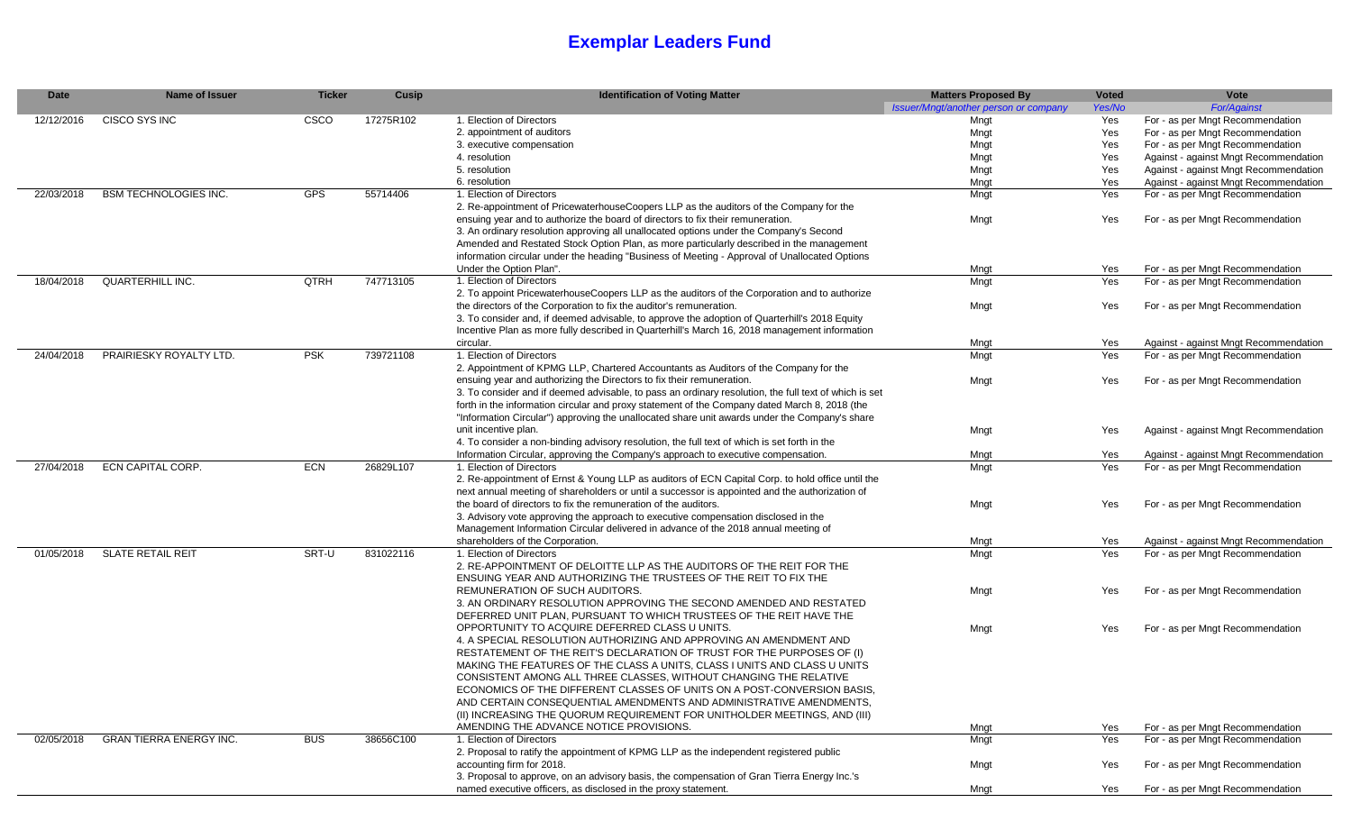# Exemplar Leaders Fund

| Date | Name of Issuer | Ticker | Cusip | Identification of Voting Matter | Matters Proposed By | Voted | Vote |
|---|---|---|---|---|---|---|---|
| | | | | | *Issuer/Mngt/another person or company* | *Yes/No* | *For/Against* |
| 12/12/2016 | CISCO SYS INC | CSCO | 17275R102 | 1. Election of Directors | Mngt | Yes | For - as per Mngt Recommendation |
| | | | | 2. appointment of auditors | Mngt | Yes | For - as per Mngt Recommendation |
| | | | | 3. executive compensation | Mngt | Yes | For - as per Mngt Recommendation |
| | | | | 4. resolution | Mngt | Yes | Against - against Mngt Recommendation |
| | | | | 5. resolution | Mngt | Yes | Against - against Mngt Recommendation |
| | | | | 6. resolution | Mngt | Yes | Against - against Mngt Recommendation |
| 22/03/2018 | BSM TECHNOLOGIES INC. | GPS | 55714406 | 1. Election of Directors | Mngt | Yes | For - as per Mngt Recommendation |
| | | | | 2. Re-appointment of PricewaterhouseCoopers LLP as the auditors of the Company for the ensuing year and to authorize the board of directors to fix their remuneration. | Mngt | Yes | For - as per Mngt Recommendation |
| | | | | 3. An ordinary resolution approving all unallocated options under the Company's Second Amended and Restated Stock Option Plan, as more particularly described in the management information circular under the heading "Business of Meeting - Approval of Unallocated Options Under the Option Plan". | Mngt | Yes | For - as per Mngt Recommendation |
| 18/04/2018 | QUARTERHILL INC. | QTRH | 747713105 | 1. Election of Directors | Mngt | Yes | For - as per Mngt Recommendation |
| | | | | 2. To appoint PricewaterhouseCoopers LLP as the auditors of the Corporation and to authorize the directors of the Corporation to fix the auditor's remuneration. | Mngt | Yes | For - as per Mngt Recommendation |
| | | | | 3. To consider and, if deemed advisable, to approve the adoption of Quarterhill's 2018 Equity Incentive Plan as more fully described in Quarterhill's March 16, 2018 management information circular. | Mngt | Yes | Against - against Mngt Recommendation |
| 24/04/2018 | PRAIRIESKY ROYALTY LTD. | PSK | 739721108 | 1. Election of Directors | Mngt | Yes | For - as per Mngt Recommendation |
| | | | | 2. Appointment of KPMG LLP, Chartered Accountants as Auditors of the Company for the ensuing year and authorizing the Directors to fix their remuneration. | Mngt | Yes | For - as per Mngt Recommendation |
| | | | | 3. To consider and if deemed advisable, to pass an ordinary resolution, the full text of which is set forth in the information circular and proxy statement of the Company dated March 8, 2018 (the "Information Circular") approving the unallocated share unit awards under the Company's share unit incentive plan. | Mngt | Yes | Against - against Mngt Recommendation |
| | | | | 4. To consider a non-binding advisory resolution, the full text of which is set forth in the Information Circular, approving the Company's approach to executive compensation. | Mngt | Yes | Against - against Mngt Recommendation |
| 27/04/2018 | ECN CAPITAL CORP. | ECN | 26829L107 | 1. Election of Directors | Mngt | Yes | For - as per Mngt Recommendation |
| | | | | 2. Re-appointment of Ernst & Young LLP as auditors of ECN Capital Corp. to hold office until the next annual meeting of shareholders or until a successor is appointed and the authorization of the board of directors to fix the remuneration of the auditors. | Mngt | Yes | For - as per Mngt Recommendation |
| | | | | 3. Advisory vote approving the approach to executive compensation disclosed in the Management Information Circular delivered in advance of the 2018 annual meeting of shareholders of the Corporation. | Mngt | Yes | Against - against Mngt Recommendation |
| 01/05/2018 | SLATE RETAIL REIT | SRT-U | 831022116 | 1. Election of Directors | Mngt | Yes | For - as per Mngt Recommendation |
| | | | | 2. RE-APPOINTMENT OF DELOITTE LLP AS THE AUDITORS OF THE REIT FOR THE ENSUING YEAR AND AUTHORIZING THE TRUSTEES OF THE REIT TO FIX THE REMUNERATION OF SUCH AUDITORS. | Mngt | Yes | For - as per Mngt Recommendation |
| | | | | 3. AN ORDINARY RESOLUTION APPROVING THE SECOND AMENDED AND RESTATED DEFERRED UNIT PLAN, PURSUANT TO WHICH TRUSTEES OF THE REIT HAVE THE OPPORTUNITY TO ACQUIRE DEFERRED CLASS U UNITS. | Mngt | Yes | For - as per Mngt Recommendation |
| | | | | 4. A SPECIAL RESOLUTION AUTHORIZING AND APPROVING AN AMENDMENT AND RESTATEMENT OF THE REIT'S DECLARATION OF TRUST FOR THE PURPOSES OF (I) MAKING THE FEATURES OF THE CLASS A UNITS, CLASS I UNITS AND CLASS U UNITS CONSISTENT AMONG ALL THREE CLASSES, WITHOUT CHANGING THE RELATIVE ECONOMICS OF THE DIFFERENT CLASSES OF UNITS ON A POST-CONVERSION BASIS, AND CERTAIN CONSEQUENTIAL AMENDMENTS AND ADMINISTRATIVE AMENDMENTS, (II) INCREASING THE QUORUM REQUIREMENT FOR UNITHOLDER MEETINGS, AND (III) AMENDING THE ADVANCE NOTICE PROVISIONS. | Mngt | Yes | For - as per Mngt Recommendation |
| 02/05/2018 | GRAN TIERRA ENERGY INC. | BUS | 38656C100 | 1. Election of Directors | Mngt | Yes | For - as per Mngt Recommendation |
| | | | | 2. Proposal to ratify the appointment of KPMG LLP as the independent registered public accounting firm for 2018. | Mngt | Yes | For - as per Mngt Recommendation |
| | | | | 3. Proposal to approve, on an advisory basis, the compensation of Gran Tierra Energy Inc.'s named executive officers, as disclosed in the proxy statement. | Mngt | Yes | For - as per Mngt Recommendation |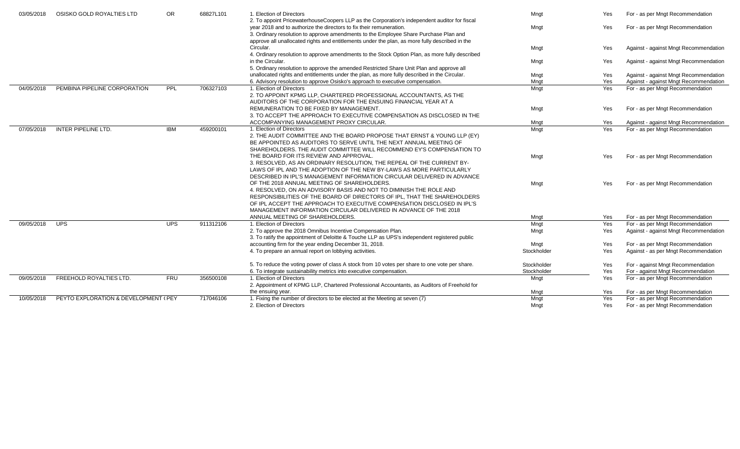| | | | | | | | |
|---|---|---|---|---|---|---|---|
| 03/05/2018 | OSISKO GOLD ROYALTIES LTD | OR | 68827L101 | 1. Election of Directors | Mngt | Yes | For - as per Mngt Recommendation |
| | | | | 2. To appoint PricewaterhouseCoopers LLP as the Corporation's independent auditor for fiscal year 2018 and to authorize the directors to fix their remuneration. | Mngt | Yes | For - as per Mngt Recommendation |
| | | | | 3. Ordinary resolution to approve amendments to the Employee Share Purchase Plan and approve all unallocated rights and entitlements under the plan, as more fully described in the Circular. | Mngt | Yes | Against - against Mngt Recommendation |
| | | | | 4. Ordinary resolution to approve amendments to the Stock Option Plan, as more fully described in the Circular. | Mngt | Yes | Against - against Mngt Recommendation |
| | | | | 5. Ordinary resolution to approve the amended Restricted Share Unit Plan and approve all unallocated rights and entitlements under the plan, as more fully described in the Circular. | Mngt | Yes | Against - against Mngt Recommendation |
| | | | | 6. Advisory resolution to approve Osisko's approach to executive compensation. | Mngt | Yes | Against - against Mngt Recommendation |
| 04/05/2018 | PEMBINA PIPELINE CORPORATION | PPL | 706327103 | 1. Election of Directors | Mngt | Yes | For - as per Mngt Recommendation |
| | | | | 2. TO APPOINT KPMG LLP, CHARTERED PROFESSIONAL ACCOUNTANTS, AS THE AUDITORS OF THE CORPORATION FOR THE ENSUING FINANCIAL YEAR AT A REMUNERATION TO BE FIXED BY MANAGEMENT. | Mngt | Yes | For - as per Mngt Recommendation |
| | | | | 3. TO ACCEPT THE APPROACH TO EXECUTIVE COMPENSATION AS DISCLOSED IN THE ACCOMPANYING MANAGEMENT PROXY CIRCULAR. | Mngt | Yes | Against - against Mngt Recommendation |
| 07/05/2018 | INTER PIPELINE LTD. | IBM | 459200101 | 1. Election of Directors | Mngt | Yes | For - as per Mngt Recommendation |
| | | | | 2. THE AUDIT COMMITTEE AND THE BOARD PROPOSE THAT ERNST & YOUNG LLP (EY) BE APPOINTED AS AUDITORS TO SERVE UNTIL THE NEXT ANNUAL MEETING OF SHAREHOLDERS. THE AUDIT COMMITTEE WILL RECOMMEND EY'S COMPENSATION TO THE BOARD FOR ITS REVIEW AND APPROVAL. | Mngt | Yes | For - as per Mngt Recommendation |
| | | | | 3. RESOLVED, AS AN ORDINARY RESOLUTION, THE REPEAL OF THE CURRENT BY-LAWS OF IPL AND THE ADOPTION OF THE NEW BY-LAWS AS MORE PARTICULARLY DESCRIBED IN IPL'S MANAGEMENT INFORMATION CIRCULAR DELIVERED IN ADVANCE OF THE 2018 ANNUAL MEETING OF SHAREHOLDERS. | Mngt | Yes | For - as per Mngt Recommendation |
| | | | | 4. RESOLVED, ON AN ADVISORY BASIS AND NOT TO DIMINISH THE ROLE AND RESPONSIBILITIES OF THE BOARD OF DIRECTORS OF IPL, THAT THE SHAREHOLDERS OF IPL ACCEPT THE APPROACH TO EXECUTIVE COMPENSATION DISCLOSED IN IPL'S MANAGEMENT INFORMATION CIRCULAR DELIVERED IN ADVANCE OF THE 2018 ANNUAL MEETING OF SHAREHOLDERS. | Mngt | Yes | For - as per Mngt Recommendation |
| 09/05/2018 | UPS | UPS | 911312106 | 1. Election of Directors | Mngt | Yes | For - as per Mngt Recommendation |
| | | | | 2. To approve the 2018 Omnibus Incentive Compensation Plan. | Mngt | Yes | Against - against Mngt Recommendation |
| | | | | 3. To ratify the appointment of Deloitte & Touche LLP as UPS's independent registered public accounting firm for the year ending December 31, 2018. | Mngt | Yes | For - as per Mngt Recommendation |
| | | | | 4. To prepare an annual report on lobbying activities. | Stockholder | Yes | Against - as per Mngt Recommendation |
| | | | | 5. To reduce the voting power of class A stock from 10 votes per share to one vote per share. | Stockholder | Yes | For - against Mngt Recommendation |
| | | | | 6. To integrate sustainability metrics into executive compensation. | Stockholder | Yes | For - against Mngt Recommendation |
| 09/05/2018 | FREEHOLD ROYALTIES LTD. | FRU | 356500108 | 1. Election of Directors | Mngt | Yes | For - as per Mngt Recommendation |
| | | | | 2. Appointment of KPMG LLP, Chartered Professional Accountants, as Auditors of Freehold for the ensuing year. | Mngt | Yes | For - as per Mngt Recommendation |
| 10/05/2018 | PEYTO EXPLORATION & DEVELOPMENT ( | PEY | 717046106 | 1. Fixing the number of directors to be elected at the Meeting at seven (7) | Mngt | Yes | For - as per Mngt Recommendation |
| | | | | 2. Election of Directors | Mngt | Yes | For - as per Mngt Recommendation |